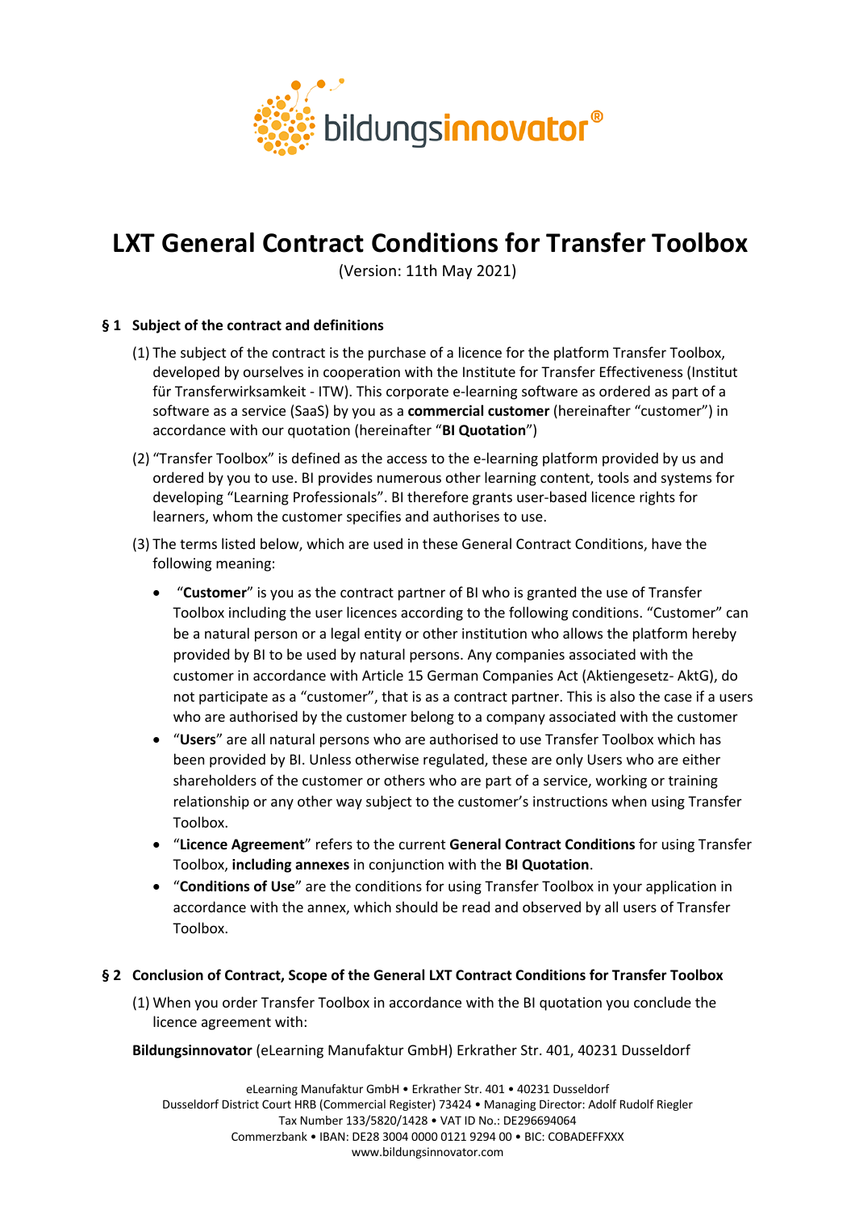# LXT General Contract Conditions for Transfer Toolbox

(Version: 11th May 2021)

## § 1 Subject of the contract and definitions

(1) The subject of the contract is the purchase of a licence for the platform Transfer Toolbox, developed by ourselves in cooperation with the Institute for Transfer Effectiveness (Institut für Transferwirksamkeit - ITW). This corporate e-learning software as ordered as part of a software as a service (SaaS) by you as a **commercial customer** (hereinafter "customer") in accordance with our quotation (hereinafter "**BI Quotation**")

(2) "Transfer Toolbox" is defined as the access to the e-learning platform provided by us and ordered by you to use. BI provides numerous other learning content, tools and systems for developing "Learning Professionals". BI therefore grants user-based licence rights for learners, whom the customer specifies and authorises to use.

(3) The terms listed below, which are used in these General Contract Conditions, have the following meaning:

- "**Customer**" is you as the contract partner of BI who is granted the use of Transfer Toolbox including the user licences according to the following conditions. "Customer" can be a natural person or a legal entity or other institution who allows the platform hereby provided by BI to be used by natural persons. Any companies associated with the customer in accordance with Article 15 German Companies Act (Aktiengesetz- AktG), do not participate as a "customer", that is as a contract partner. This is also the case if a users who are authorised by the customer belong to a company associated with the customer
- "**Users**" are all natural persons who are authorised to use Transfer Toolbox which has been provided by BI. Unless otherwise regulated, these are only Users who are either shareholders of the customer or others who are part of a service, working or training relationship or any other way subject to the customer's instructions when using Transfer Toolbox.
- "**Licence Agreement**" refers to the current **General Contract Conditions** for using Transfer Toolbox, **including annexes** in conjunction with the **BI Quotation**.
- "**Conditions of Use**" are the conditions for using Transfer Toolbox in your application in accordance with the annex, which should be read and observed by all users of Transfer Toolbox.

## § 2 Conclusion of Contract, Scope of the General LXT Contract Conditions for Transfer Toolbox

(1) When you order Transfer Toolbox in accordance with the BI quotation you conclude the licence agreement with:

**Bildungsinnovator** (eLearning Manufaktur GmbH) Erkrather Str. 401, 40231 Dusseldorf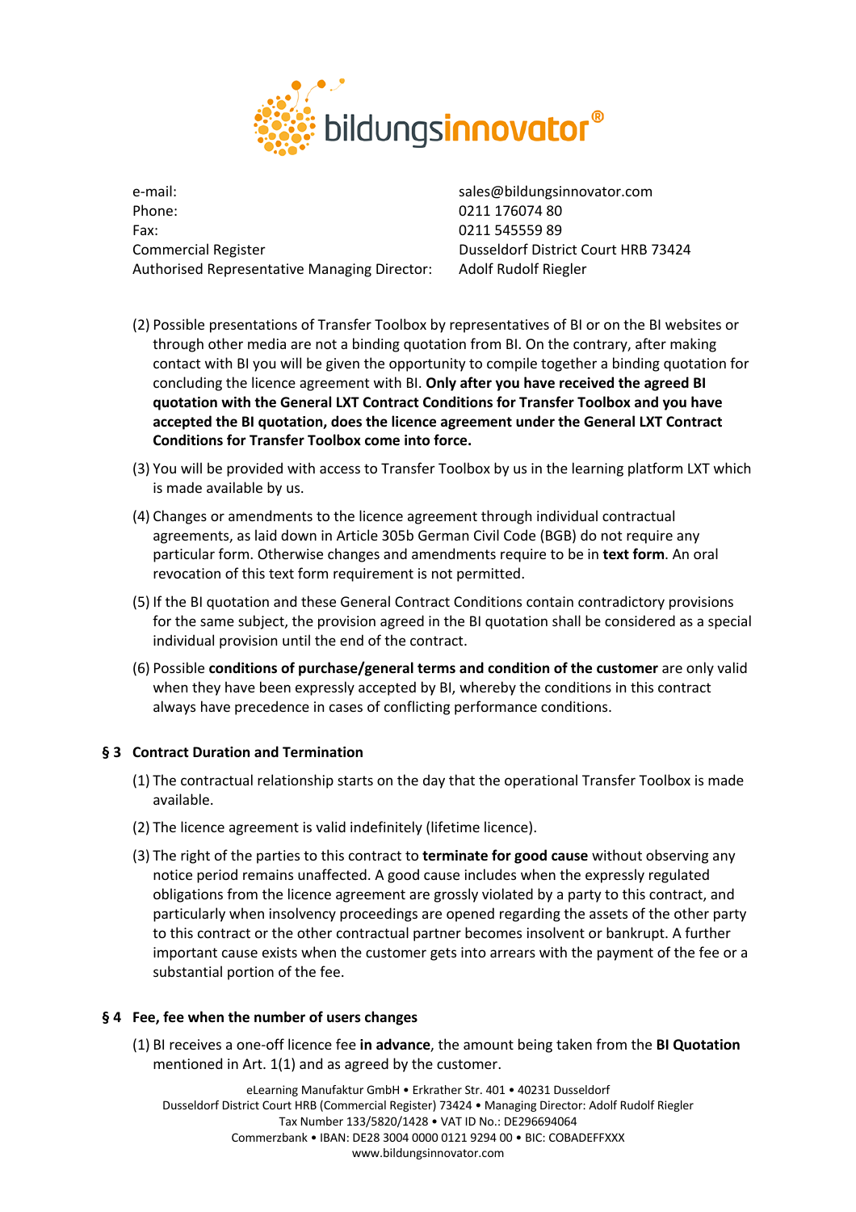| | |
|---|---|
| e-mail: | sales@bildungsinnovator.com |
| Phone: | 0211 176074 80 |
| Fax: | 0211 545559 89 |
| Commercial Register | Dusseldorf District Court HRB 73424 |
| Authorised Representative Managing Director: | Adolf Rudolf Riegler |

(2) Possible presentations of Transfer Toolbox by representatives of BI or on the BI websites or through other media are not a binding quotation from BI. On the contrary, after making contact with BI you will be given the opportunity to compile together a binding quotation for concluding the licence agreement with BI. **Only after you have received the agreed BI quotation with the General LXT Contract Conditions for Transfer Toolbox and you have accepted the BI quotation, does the licence agreement under the General LXT Contract Conditions for Transfer Toolbox come into force.**

(3) You will be provided with access to Transfer Toolbox by us in the learning platform LXT which is made available by us.

(4) Changes or amendments to the licence agreement through individual contractual agreements, as laid down in Article 305b German Civil Code (BGB) do not require any particular form. Otherwise changes and amendments require to be in **text form**. An oral revocation of this text form requirement is not permitted.

(5) If the BI quotation and these General Contract Conditions contain contradictory provisions for the same subject, the provision agreed in the BI quotation shall be considered as a special individual provision until the end of the contract.

(6) Possible **conditions of purchase/general terms and condition of the customer** are only valid when they have been expressly accepted by BI, whereby the conditions in this contract always have precedence in cases of conflicting performance conditions.

## § 3 Contract Duration and Termination

(1) The contractual relationship starts on the day that the operational Transfer Toolbox is made available.

(2) The licence agreement is valid indefinitely (lifetime licence).

(3) The right of the parties to this contract to **terminate for good cause** without observing any notice period remains unaffected. A good cause includes when the expressly regulated obligations from the licence agreement are grossly violated by a party to this contract, and particularly when insolvency proceedings are opened regarding the assets of the other party to this contract or the other contractual partner becomes insolvent or bankrupt. A further important cause exists when the customer gets into arrears with the payment of the fee or a substantial portion of the fee.

## § 4 Fee, fee when the number of users changes

(1) BI receives a one-off licence fee **in advance**, the amount being taken from the **BI Quotation** mentioned in Art. 1(1) and as agreed by the customer.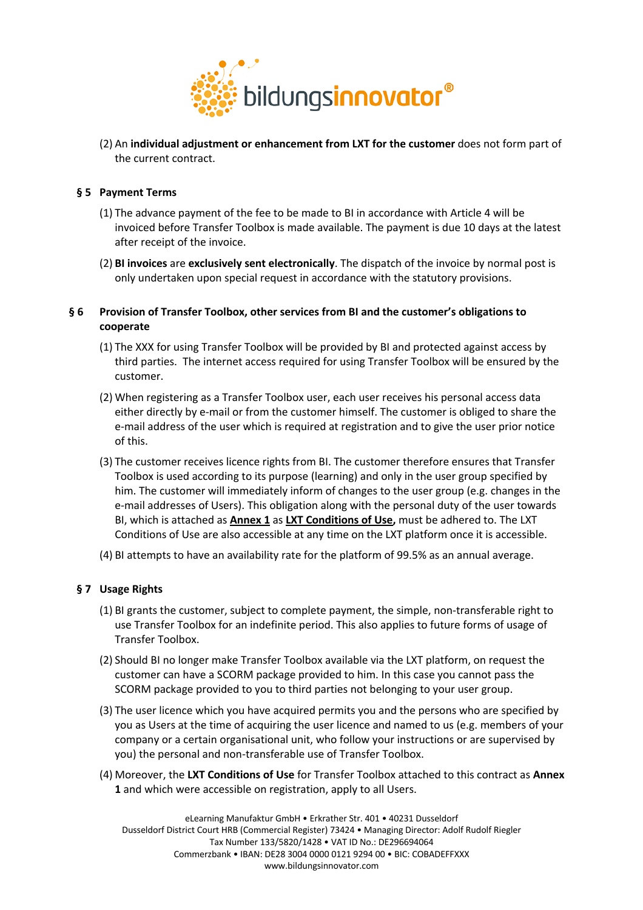(2) An **individual adjustment or enhancement from LXT for the customer** does not form part of the current contract.

## § 5 Payment Terms

(1) The advance payment of the fee to be made to BI in accordance with Article 4 will be invoiced before Transfer Toolbox is made available. The payment is due 10 days at the latest after receipt of the invoice.

(2) **BI invoices** are **exclusively sent electronically**. The dispatch of the invoice by normal post is only undertaken upon special request in accordance with the statutory provisions.

## § 6 Provision of Transfer Toolbox, other services from BI and the customer's obligations to cooperate

(1) The XXX for using Transfer Toolbox will be provided by BI and protected against access by third parties. The internet access required for using Transfer Toolbox will be ensured by the customer.

(2) When registering as a Transfer Toolbox user, each user receives his personal access data either directly by e-mail or from the customer himself. The customer is obliged to share the e-mail address of the user which is required at registration and to give the user prior notice of this.

(3) The customer receives licence rights from BI. The customer therefore ensures that Transfer Toolbox is used according to its purpose (learning) and only in the user group specified by him. The customer will immediately inform of changes to the user group (e.g. changes in the e-mail addresses of Users). This obligation along with the personal duty of the user towards BI, which is attached as **Annex 1** as **LXT Conditions of Use,** must be adhered to. The LXT Conditions of Use are also accessible at any time on the LXT platform once it is accessible.

(4) BI attempts to have an availability rate for the platform of 99.5% as an annual average.

## § 7 Usage Rights

(1) BI grants the customer, subject to complete payment, the simple, non-transferable right to use Transfer Toolbox for an indefinite period. This also applies to future forms of usage of Transfer Toolbox.

(2) Should BI no longer make Transfer Toolbox available via the LXT platform, on request the customer can have a SCORM package provided to him. In this case you cannot pass the SCORM package provided to you to third parties not belonging to your user group.

(3) The user licence which you have acquired permits you and the persons who are specified by you as Users at the time of acquiring the user licence and named to us (e.g. members of your company or a certain organisational unit, who follow your instructions or are supervised by you) the personal and non-transferable use of Transfer Toolbox.

(4) Moreover, the **LXT Conditions of Use** for Transfer Toolbox attached to this contract as **Annex 1** and which were accessible on registration, apply to all Users.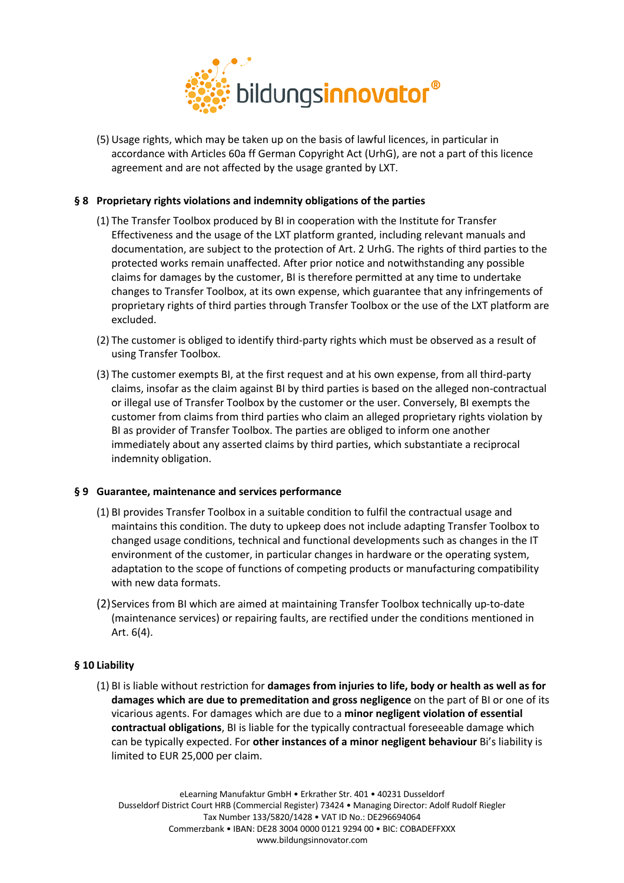(5) Usage rights, which may be taken up on the basis of lawful licences, in particular in accordance with Articles 60a ff German Copyright Act (UrhG), are not a part of this licence agreement and are not affected by the usage granted by LXT.

## § 8 Proprietary rights violations and indemnity obligations of the parties

(1) The Transfer Toolbox produced by BI in cooperation with the Institute for Transfer Effectiveness and the usage of the LXT platform granted, including relevant manuals and documentation, are subject to the protection of Art. 2 UrhG. The rights of third parties to the protected works remain unaffected. After prior notice and notwithstanding any possible claims for damages by the customer, BI is therefore permitted at any time to undertake changes to Transfer Toolbox, at its own expense, which guarantee that any infringements of proprietary rights of third parties through Transfer Toolbox or the use of the LXT platform are excluded.

(2) The customer is obliged to identify third-party rights which must be observed as a result of using Transfer Toolbox.

(3) The customer exempts BI, at the first request and at his own expense, from all third-party claims, insofar as the claim against BI by third parties is based on the alleged non-contractual or illegal use of Transfer Toolbox by the customer or the user. Conversely, BI exempts the customer from claims from third parties who claim an alleged proprietary rights violation by BI as provider of Transfer Toolbox. The parties are obliged to inform one another immediately about any asserted claims by third parties, which substantiate a reciprocal indemnity obligation.

## § 9 Guarantee, maintenance and services performance

(1) BI provides Transfer Toolbox in a suitable condition to fulfil the contractual usage and maintains this condition. The duty to upkeep does not include adapting Transfer Toolbox to changed usage conditions, technical and functional developments such as changes in the IT environment of the customer, in particular changes in hardware or the operating system, adaptation to the scope of functions of competing products or manufacturing compatibility with new data formats.

(2) Services from BI which are aimed at maintaining Transfer Toolbox technically up-to-date (maintenance services) or repairing faults, are rectified under the conditions mentioned in Art. 6(4).

## § 10 Liability

(1) BI is liable without restriction for **damages from injuries to life, body or health as well as for damages which are due to premeditation and gross negligence** on the part of BI or one of its vicarious agents. For damages which are due to a **minor negligent violation of essential contractual obligations**, BI is liable for the typically contractual foreseeable damage which can be typically expected. For **other instances of a minor negligent behaviour** Bi's liability is limited to EUR 25,000 per claim.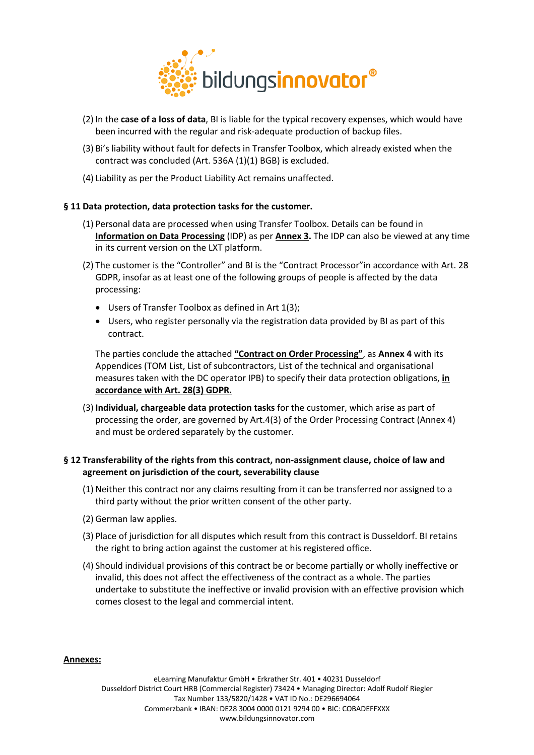(2) In the **case of a loss of data**, BI is liable for the typical recovery expenses, which would have been incurred with the regular and risk-adequate production of backup files.

(3) Bi's liability without fault for defects in Transfer Toolbox, which already existed when the contract was concluded (Art. 536A (1)(1) BGB) is excluded.

(4) Liability as per the Product Liability Act remains unaffected.

**§ 11 Data protection, data protection tasks for the customer.**

(1) Personal data are processed when using Transfer Toolbox. Details can be found in **Information on Data Processing** (IDP) as per **Annex 3.** The IDP can also be viewed at any time in its current version on the LXT platform.

(2) The customer is the "Controller" and BI is the "Contract Processor"in accordance with Art. 28 GDPR, insofar as at least one of the following groups of people is affected by the data processing:

- Users of Transfer Toolbox as defined in Art 1(3);
- Users, who register personally via the registration data provided by BI as part of this contract.

The parties conclude the attached **"Contract on Order Processing"**, as **Annex 4** with its Appendices (TOM List, List of subcontractors, List of the technical and organisational measures taken with the DC operator IPB) to specify their data protection obligations, **in accordance with Art. 28(3) GDPR.**

(3) **Individual, chargeable data protection tasks** for the customer, which arise as part of processing the order, are governed by Art.4(3) of the Order Processing Contract (Annex 4) and must be ordered separately by the customer.

**§ 12 Transferability of the rights from this contract, non-assignment clause, choice of law and agreement on jurisdiction of the court, severability clause**

(1) Neither this contract nor any claims resulting from it can be transferred nor assigned to a third party without the prior written consent of the other party.

(2) German law applies.

(3) Place of jurisdiction for all disputes which result from this contract is Dusseldorf. BI retains the right to bring action against the customer at his registered office.

(4) Should individual provisions of this contract be or become partially or wholly ineffective or invalid, this does not affect the effectiveness of the contract as a whole. The parties undertake to substitute the ineffective or invalid provision with an effective provision which comes closest to the legal and commercial intent.

**Annexes:**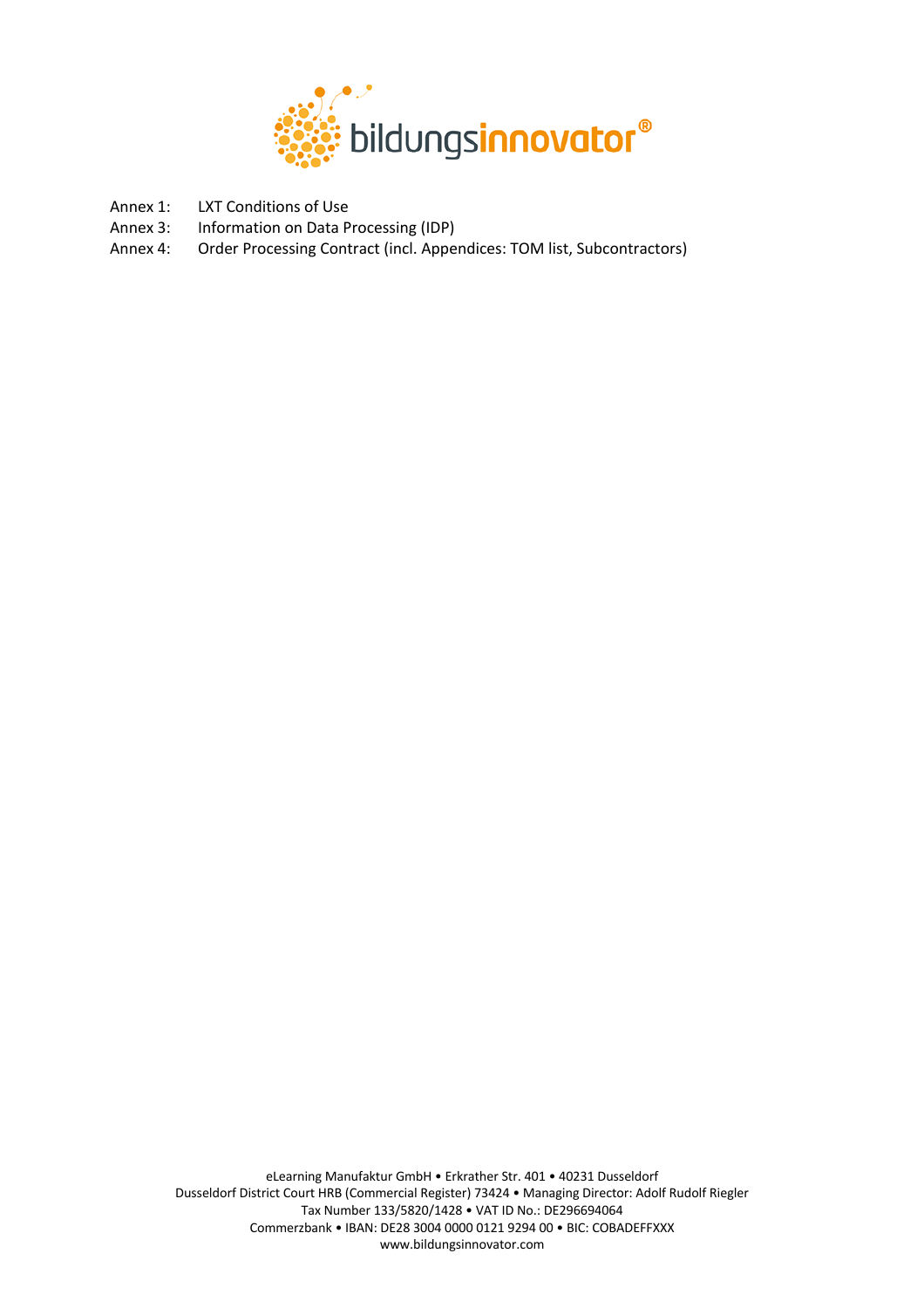Annex 1: LXT Conditions of Use

Annex 3: Information on Data Processing (IDP)

Annex 4: Order Processing Contract (incl. Appendices: TOM list, Subcontractors)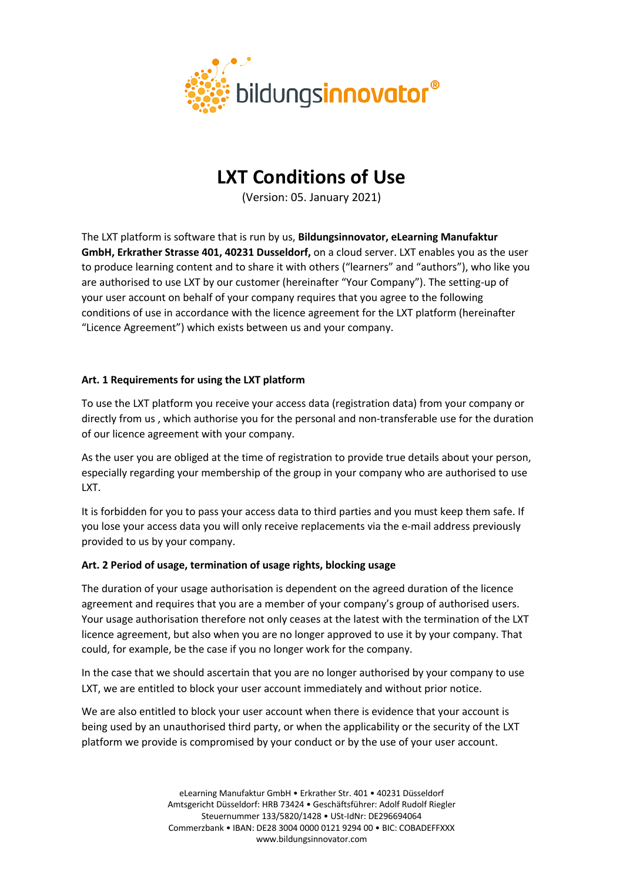# LXT Conditions of Use

(Version: 05. January 2021)

The LXT platform is software that is run by us, **Bildungsinnovator, eLearning Manufaktur GmbH, Erkrather Strasse 401, 40231 Dusseldorf,** on a cloud server. LXT enables you as the user to produce learning content and to share it with others ("learners" and "authors"), who like you are authorised to use LXT by our customer (hereinafter "Your Company"). The setting-up of your user account on behalf of your company requires that you agree to the following conditions of use in accordance with the licence agreement for the LXT platform (hereinafter "Licence Agreement") which exists between us and your company.

## Art. 1 Requirements for using the LXT platform

To use the LXT platform you receive your access data (registration data) from your company or directly from us , which authorise you for the personal and non-transferable use for the duration of our licence agreement with your company.

As the user you are obliged at the time of registration to provide true details about your person, especially regarding your membership of the group in your company who are authorised to use LXT.

It is forbidden for you to pass your access data to third parties and you must keep them safe. If you lose your access data you will only receive replacements via the e-mail address previously provided to us by your company.

## Art. 2 Period of usage, termination of usage rights, blocking usage

The duration of your usage authorisation is dependent on the agreed duration of the licence agreement and requires that you are a member of your company's group of authorised users. Your usage authorisation therefore not only ceases at the latest with the termination of the LXT licence agreement, but also when you are no longer approved to use it by your company. That could, for example, be the case if you no longer work for the company.

In the case that we should ascertain that you are no longer authorised by your company to use LXT, we are entitled to block your user account immediately and without prior notice.

We are also entitled to block your user account when there is evidence that your account is being used by an unauthorised third party, or when the applicability or the security of the LXT platform we provide is compromised by your conduct or by the use of your user account.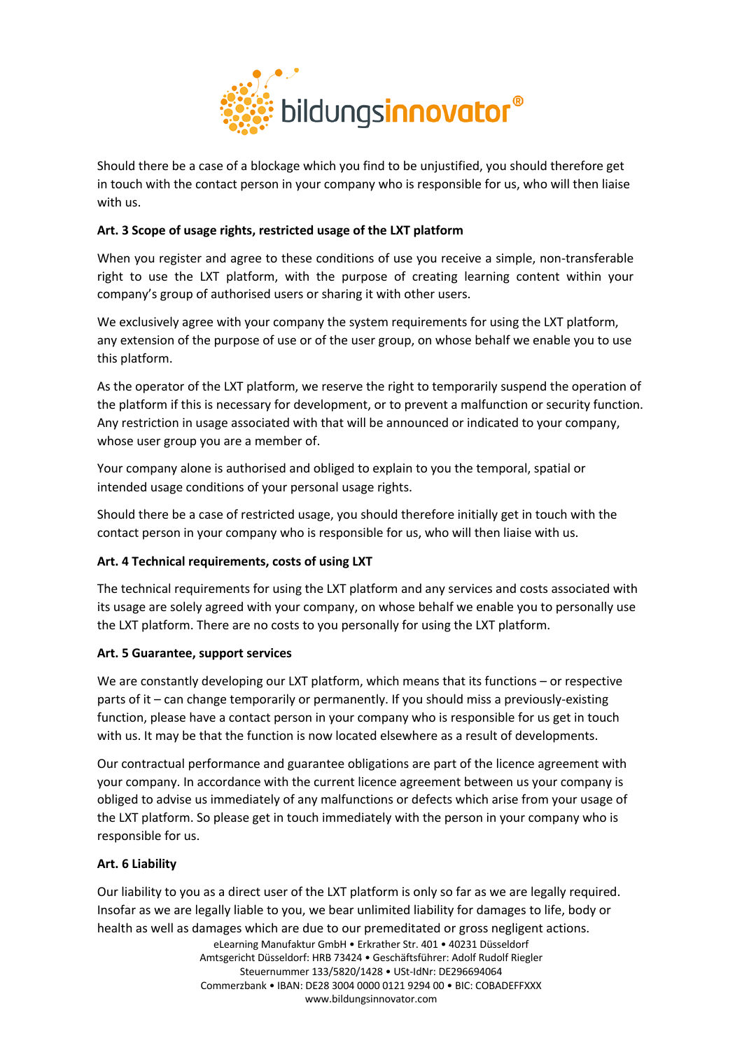Should there be a case of a blockage which you find to be unjustified, you should therefore get in touch with the contact person in your company who is responsible for us, who will then liaise with us.

**Art. 3 Scope of usage rights, restricted usage of the LXT platform**

When you register and agree to these conditions of use you receive a simple, non-transferable right to use the LXT platform, with the purpose of creating learning content within your company's group of authorised users or sharing it with other users.

We exclusively agree with your company the system requirements for using the LXT platform, any extension of the purpose of use or of the user group, on whose behalf we enable you to use this platform.

As the operator of the LXT platform, we reserve the right to temporarily suspend the operation of the platform if this is necessary for development, or to prevent a malfunction or security function. Any restriction in usage associated with that will be announced or indicated to your company, whose user group you are a member of.

Your company alone is authorised and obliged to explain to you the temporal, spatial or intended usage conditions of your personal usage rights.

Should there be a case of restricted usage, you should therefore initially get in touch with the contact person in your company who is responsible for us, who will then liaise with us.

**Art. 4 Technical requirements, costs of using LXT**

The technical requirements for using the LXT platform and any services and costs associated with its usage are solely agreed with your company, on whose behalf we enable you to personally use the LXT platform. There are no costs to you personally for using the LXT platform.

**Art. 5 Guarantee, support services**

We are constantly developing our LXT platform, which means that its functions – or respective parts of it – can change temporarily or permanently. If you should miss a previously-existing function, please have a contact person in your company who is responsible for us get in touch with us. It may be that the function is now located elsewhere as a result of developments.

Our contractual performance and guarantee obligations are part of the licence agreement with your company. In accordance with the current licence agreement between us your company is obliged to advise us immediately of any malfunctions or defects which arise from your usage of the LXT platform. So please get in touch immediately with the person in your company who is responsible for us.

**Art. 6 Liability**

Our liability to you as a direct user of the LXT platform is only so far as we are legally required. Insofar as we are legally liable to you, we bear unlimited liability for damages to life, body or health as well as damages which are due to our premeditated or gross negligent actions.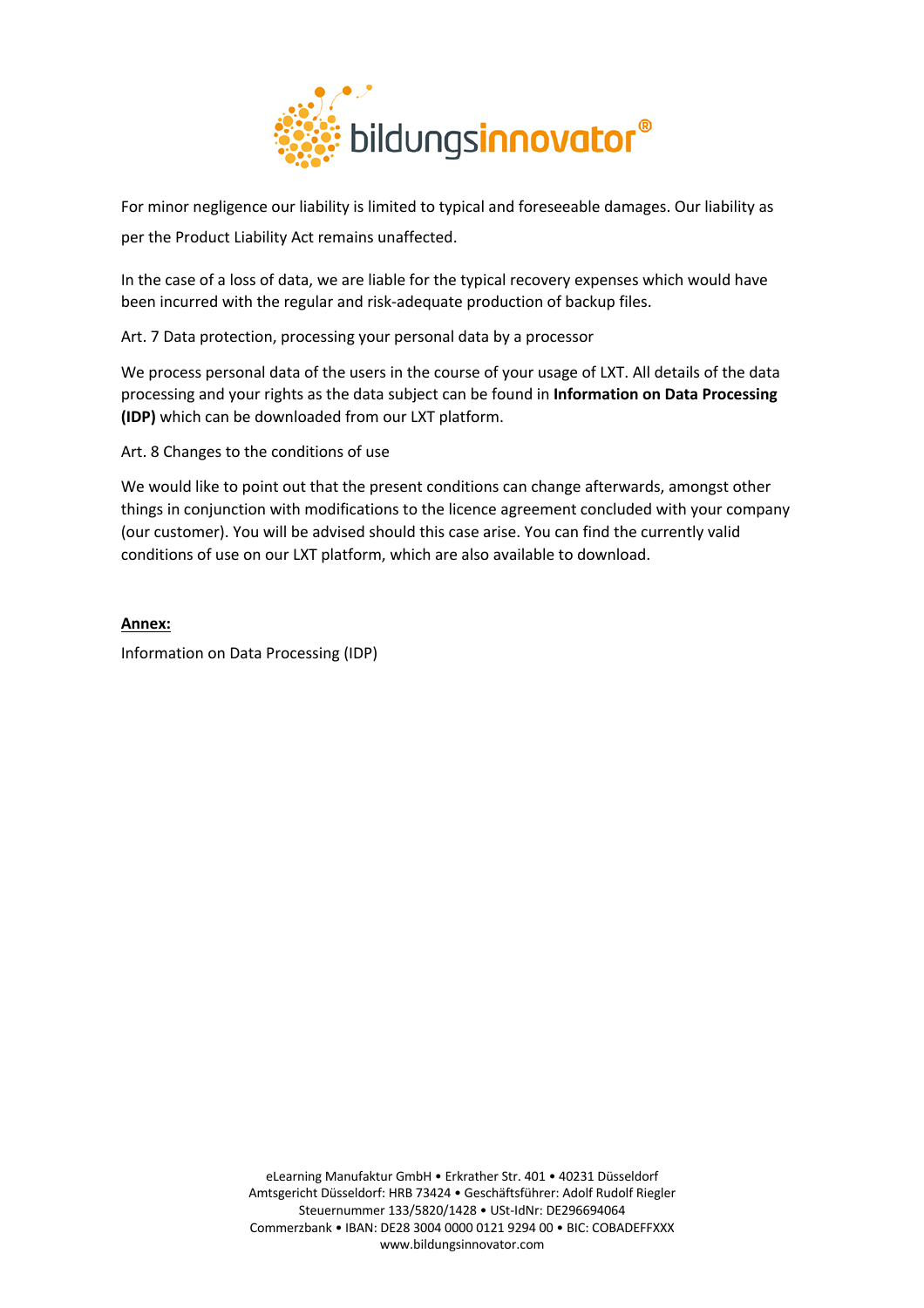For minor negligence our liability is limited to typical and foreseeable damages. Our liability as per the Product Liability Act remains unaffected.

In the case of a loss of data, we are liable for the typical recovery expenses which would have been incurred with the regular and risk-adequate production of backup files.

Art. 7 Data protection, processing your personal data by a processor

We process personal data of the users in the course of your usage of LXT. All details of the data processing and your rights as the data subject can be found in **Information on Data Processing (IDP)** which can be downloaded from our LXT platform.

Art. 8 Changes to the conditions of use

We would like to point out that the present conditions can change afterwards, amongst other things in conjunction with modifications to the licence agreement concluded with your company (our customer). You will be advised should this case arise. You can find the currently valid conditions of use on our LXT platform, which are also available to download.

**Annex:**

Information on Data Processing (IDP)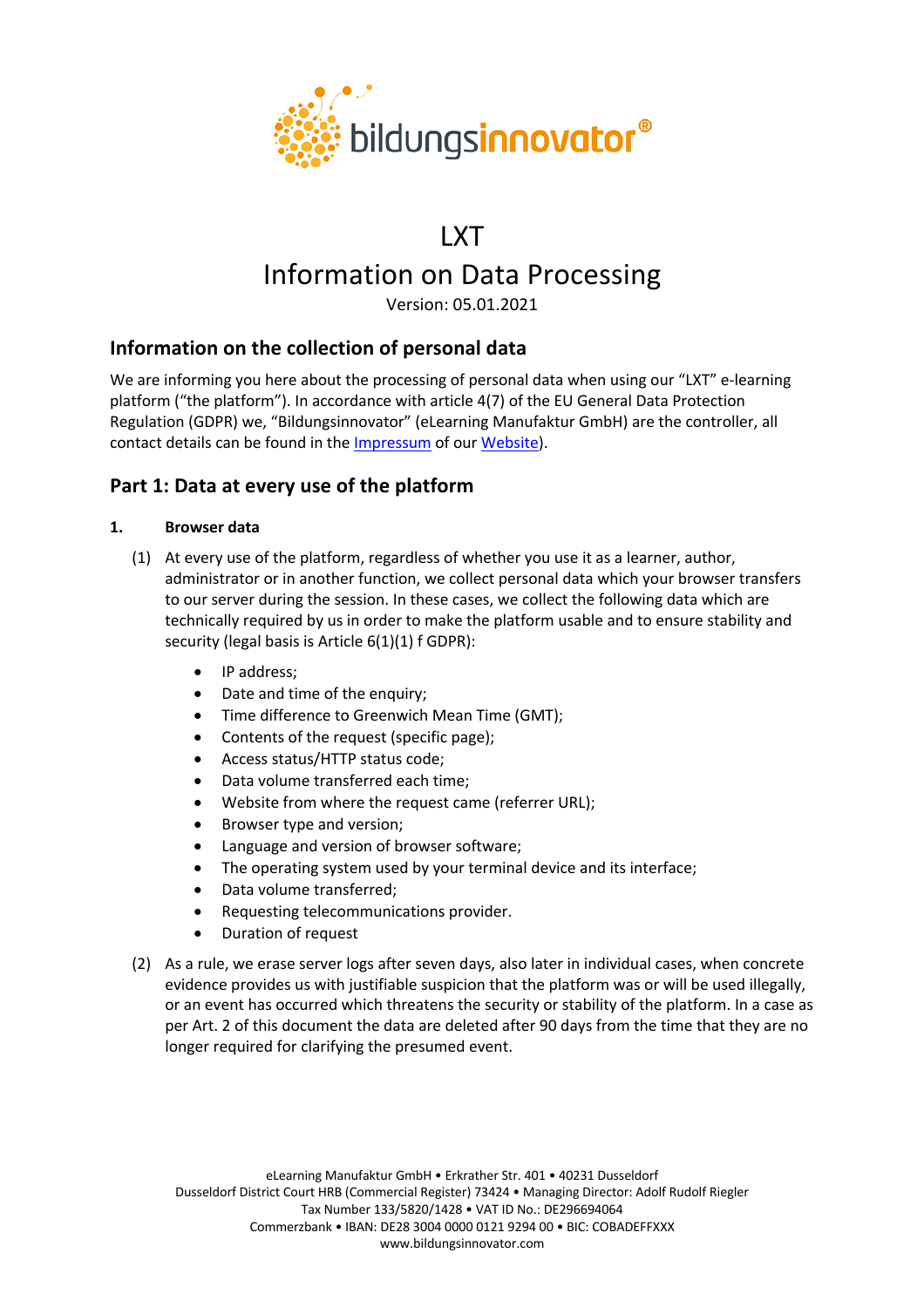# LXT

# Information on Data Processing

Version: 05.01.2021

## Information on the collection of personal data

We are informing you here about the processing of personal data when using our "LXT" e-learning platform ("the platform"). In accordance with article 4(7) of the EU General Data Protection Regulation (GDPR) we, "Bildungsinnovator" (eLearning Manufaktur GmbH) are the controller, all contact details can be found in the [Impressum](Impressum) of our [Website](Website)).

## Part 1: Data at every use of the platform

### 1. Browser data

(1) At every use of the platform, regardless of whether you use it as a learner, author, administrator or in another function, we collect personal data which your browser transfers to our server during the session. In these cases, we collect the following data which are technically required by us in order to make the platform usable and to ensure stability and security (legal basis is Article 6(1)(1) f GDPR):

- IP address;
- Date and time of the enquiry;
- Time difference to Greenwich Mean Time (GMT);
- Contents of the request (specific page);
- Access status/HTTP status code;
- Data volume transferred each time;
- Website from where the request came (referrer URL);
- Browser type and version;
- Language and version of browser software;
- The operating system used by your terminal device and its interface;
- Data volume transferred;
- Requesting telecommunications provider.
- Duration of request

(2) As a rule, we erase server logs after seven days, also later in individual cases, when concrete evidence provides us with justifiable suspicion that the platform was or will be used illegally, or an event has occurred which threatens the security or stability of the platform. In a case as per Art. 2 of this document the data are deleted after 90 days from the time that they are no longer required for clarifying the presumed event.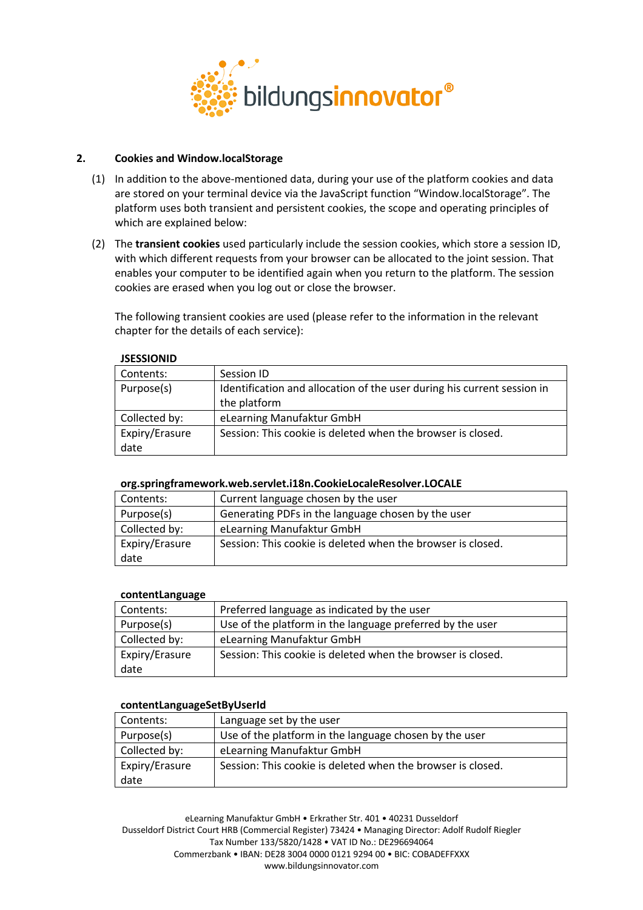## 2. Cookies and Window.localStorage

(1) In addition to the above-mentioned data, during your use of the platform cookies and data are stored on your terminal device via the JavaScript function "Window.localStorage". The platform uses both transient and persistent cookies, the scope and operating principles of which are explained below:

(2) The **transient cookies** used particularly include the session cookies, which store a session ID, with which different requests from your browser can be allocated to the joint session. That enables your computer to be identified again when you return to the platform. The session cookies are erased when you log out or close the browser.

The following transient cookies are used (please refer to the information in the relevant chapter for the details of each service):

**JSESSIONID**

| | |
|---|---|
| Contents: | Session ID |
| Purpose(s) | Identification and allocation of the user during his current session in the platform |
| Collected by: | eLearning Manufaktur GmbH |
| Expiry/Erasure date | Session: This cookie is deleted when the browser is closed. |

**org.springframework.web.servlet.i18n.CookieLocaleResolver.LOCALE**

| | |
|---|---|
| Contents: | Current language chosen by the user |
| Purpose(s) | Generating PDFs in the language chosen by the user |
| Collected by: | eLearning Manufaktur GmbH |
| Expiry/Erasure date | Session: This cookie is deleted when the browser is closed. |

**contentLanguage**

| | |
|---|---|
| Contents: | Preferred language as indicated by the user |
| Purpose(s) | Use of the platform in the language preferred by the user |
| Collected by: | eLearning Manufaktur GmbH |
| Expiry/Erasure date | Session: This cookie is deleted when the browser is closed. |

**contentLanguageSetByUserId**

| | |
|---|---|
| Contents: | Language set by the user |
| Purpose(s) | Use of the platform in the language chosen by the user |
| Collected by: | eLearning Manufaktur GmbH |
| Expiry/Erasure date | Session: This cookie is deleted when the browser is closed. |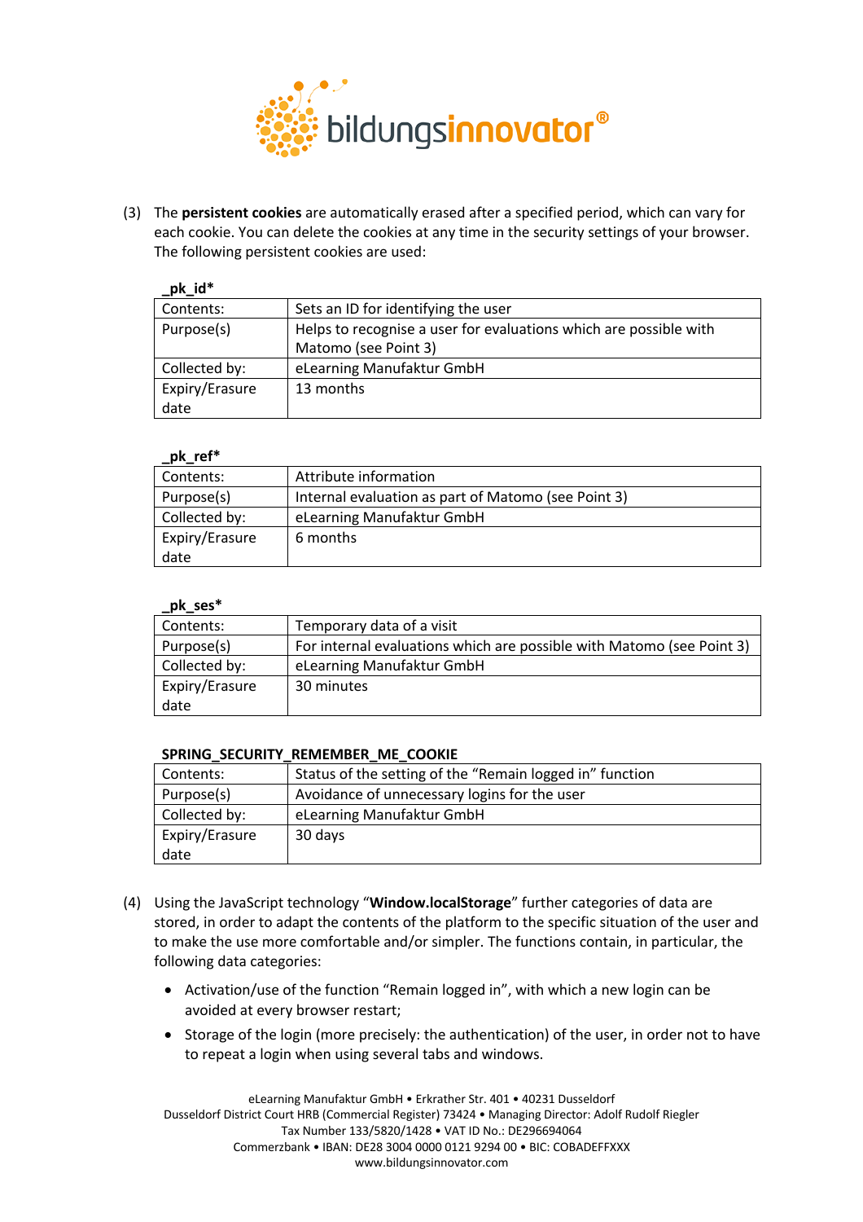(3) The **persistent cookies** are automatically erased after a specified period, which can vary for each cookie. You can delete the cookies at any time in the security settings of your browser. The following persistent cookies are used:

**_pk_id***

| Contents: | Sets an ID for identifying the user |
|---|---|
| Purpose(s) | Helps to recognise a user for evaluations which are possible with Matomo (see Point 3) |
| Collected by: | eLearning Manufaktur GmbH |
| Expiry/Erasure date | 13 months |

**_pk_ref***

| Contents: | Attribute information |
|---|---|
| Purpose(s) | Internal evaluation as part of Matomo (see Point 3) |
| Collected by: | eLearning Manufaktur GmbH |
| Expiry/Erasure date | 6 months |

**_pk_ses***

| Contents: | Temporary data of a visit |
|---|---|
| Purpose(s) | For internal evaluations which are possible with Matomo (see Point 3) |
| Collected by: | eLearning Manufaktur GmbH |
| Expiry/Erasure date | 30 minutes |

**SPRING_SECURITY_REMEMBER_ME_COOKIE**

| Contents: | Status of the setting of the "Remain logged in" function |
|---|---|
| Purpose(s) | Avoidance of unnecessary logins for the user |
| Collected by: | eLearning Manufaktur GmbH |
| Expiry/Erasure date | 30 days |

(4) Using the JavaScript technology "**Window.localStorage**" further categories of data are stored, in order to adapt the contents of the platform to the specific situation of the user and to make the use more comfortable and/or simpler. The functions contain, in particular, the following data categories:

- Activation/use of the function "Remain logged in", with which a new login can be avoided at every browser restart;
- Storage of the login (more precisely: the authentication) of the user, in order not to have to repeat a login when using several tabs and windows.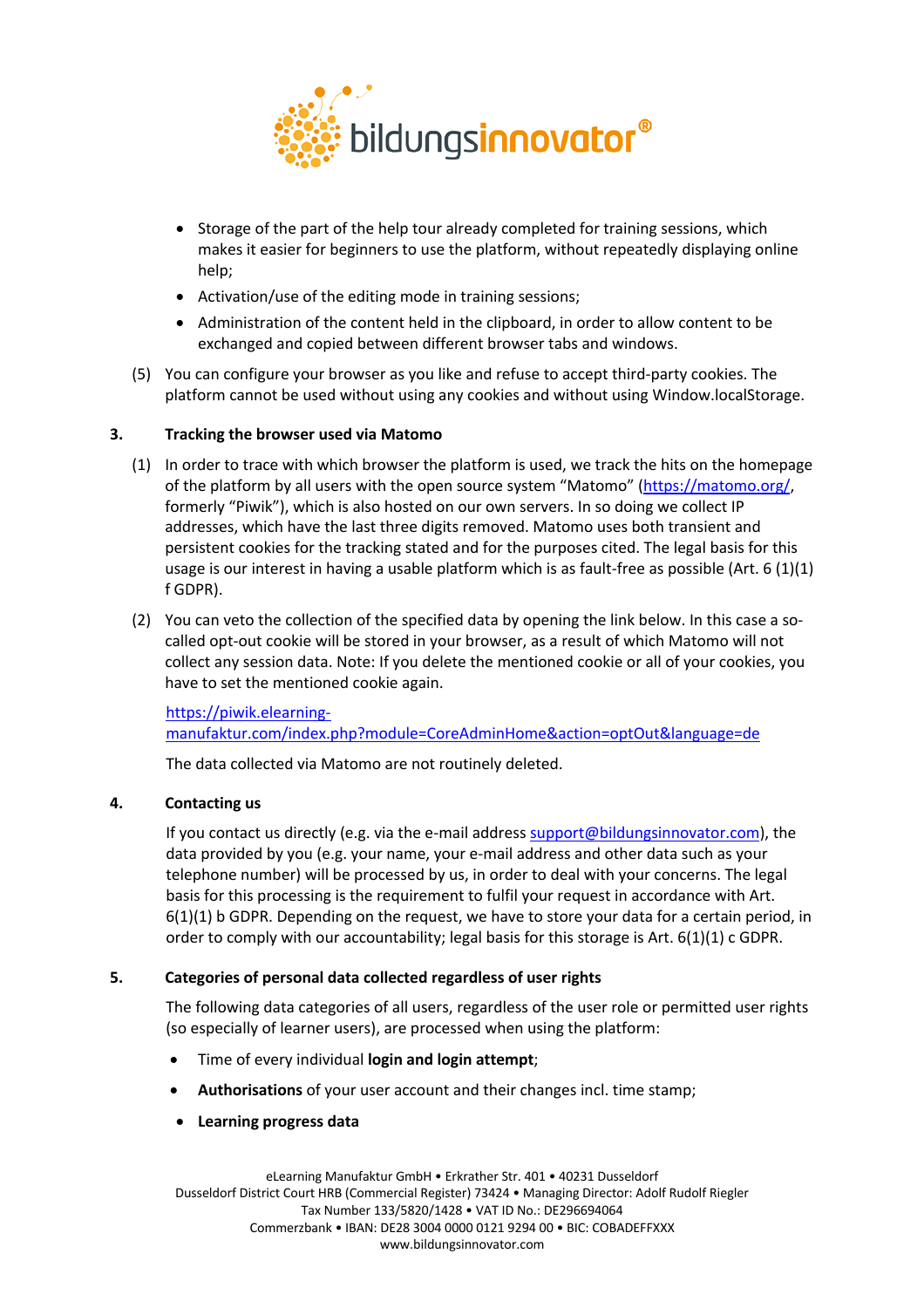- Storage of the part of the help tour already completed for training sessions, which makes it easier for beginners to use the platform, without repeatedly displaying online help;
- Activation/use of the editing mode in training sessions;
- Administration of the content held in the clipboard, in order to allow content to be exchanged and copied between different browser tabs and windows.

(5) You can configure your browser as you like and refuse to accept third-party cookies. The platform cannot be used without using any cookies and without using Window.localStorage.

### 3. Tracking the browser used via Matomo

(1) In order to trace with which browser the platform is used, we track the hits on the homepage of the platform by all users with the open source system "Matomo" (https://matomo.org/, formerly "Piwik"), which is also hosted on our own servers. In so doing we collect IP addresses, which have the last three digits removed. Matomo uses both transient and persistent cookies for the tracking stated and for the purposes cited. The legal basis for this usage is our interest in having a usable platform which is as fault-free as possible (Art. 6 (1)(1) f GDPR).

(2) You can veto the collection of the specified data by opening the link below. In this case a so-called opt-out cookie will be stored in your browser, as a result of which Matomo will not collect any session data. Note: If you delete the mentioned cookie or all of your cookies, you have to set the mentioned cookie again.

https://piwik.elearning-manufaktur.com/index.php?module=CoreAdminHome&action=optOut&language=de

The data collected via Matomo are not routinely deleted.

### 4. Contacting us

If you contact us directly (e.g. via the e-mail address support@bildungsinnovator.com), the data provided by you (e.g. your name, your e-mail address and other data such as your telephone number) will be processed by us, in order to deal with your concerns. The legal basis for this processing is the requirement to fulfil your request in accordance with Art. 6(1)(1) b GDPR. Depending on the request, we have to store your data for a certain period, in order to comply with our accountability; legal basis for this storage is Art. 6(1)(1) c GDPR.

### 5. Categories of personal data collected regardless of user rights

The following data categories of all users, regardless of the user role or permitted user rights (so especially of learner users), are processed when using the platform:

- Time of every individual **login and login attempt**;
- **Authorisations** of your user account and their changes incl. time stamp;
- **Learning progress data**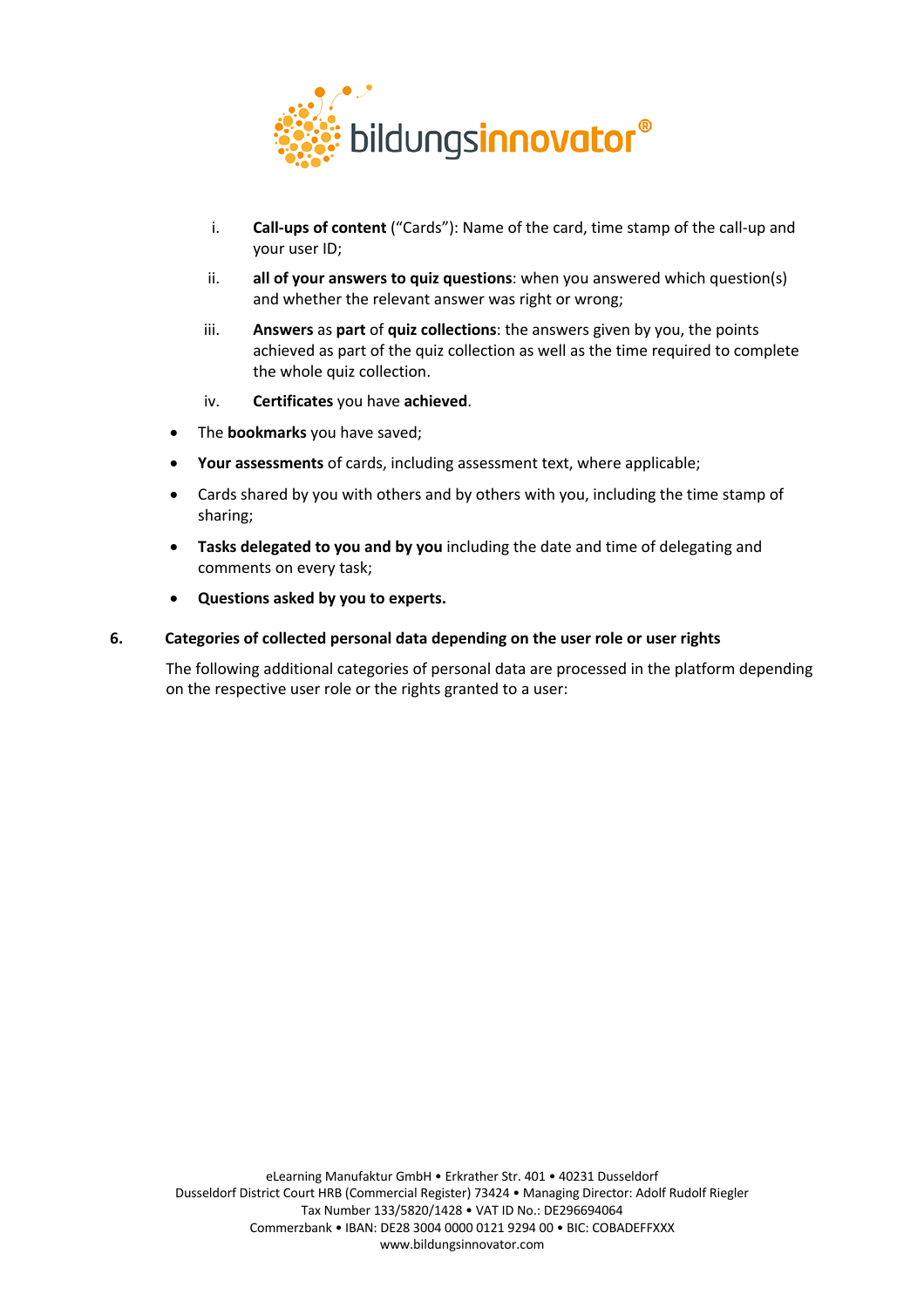i. **Call-ups of content** (“Cards”): Name of the card, time stamp of the call-up and your user ID;

   ii. **all of your answers to quiz questions**: when you answered which question(s) and whether the relevant answer was right or wrong;

   iii. **Answers** as **part** of **quiz collections**: the answers given by you, the points achieved as part of the quiz collection as well as the time required to complete the whole quiz collection.

   iv. **Certificates** you have **achieved**.

- The **bookmarks** you have saved;
- **Your assessments** of cards, including assessment text, where applicable;
- Cards shared by you with others and by others with you, including the time stamp of sharing;
- **Tasks delegated to you and by you** including the date and time of delegating and comments on every task;
- **Questions asked by you to experts.**

## 6. Categories of collected personal data depending on the user role or user rights

The following additional categories of personal data are processed in the platform depending on the respective user role or the rights granted to a user: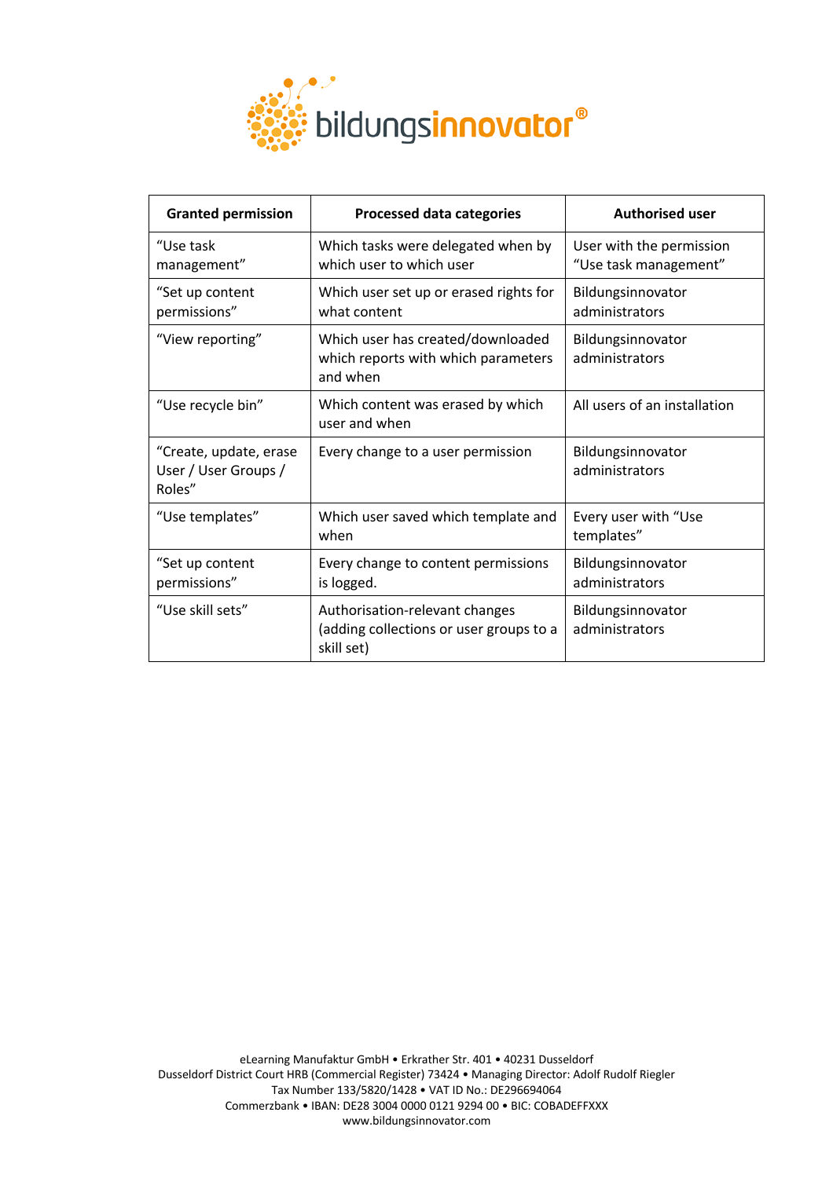| Granted permission | Processed data categories | Authorised user |
| --- | --- | --- |
| “Use task management” | Which tasks were delegated when by which user to which user | User with the permission “Use task management” |
| “Set up content permissions” | Which user set up or erased rights for what content | Bildungsinnovator administrators |
| “View reporting” | Which user has created/downloaded which reports with which parameters and when | Bildungsinnovator administrators |
| “Use recycle bin” | Which content was erased by which user and when | All users of an installation |
| “Create, update, erase User / User Groups / Roles” | Every change to a user permission | Bildungsinnovator administrators |
| “Use templates” | Which user saved which template and when | Every user with “Use templates” |
| “Set up content permissions” | Every change to content permissions is logged. | Bildungsinnovator administrators |
| “Use skill sets” | Authorisation-relevant changes (adding collections or user groups to a skill set) | Bildungsinnovator administrators |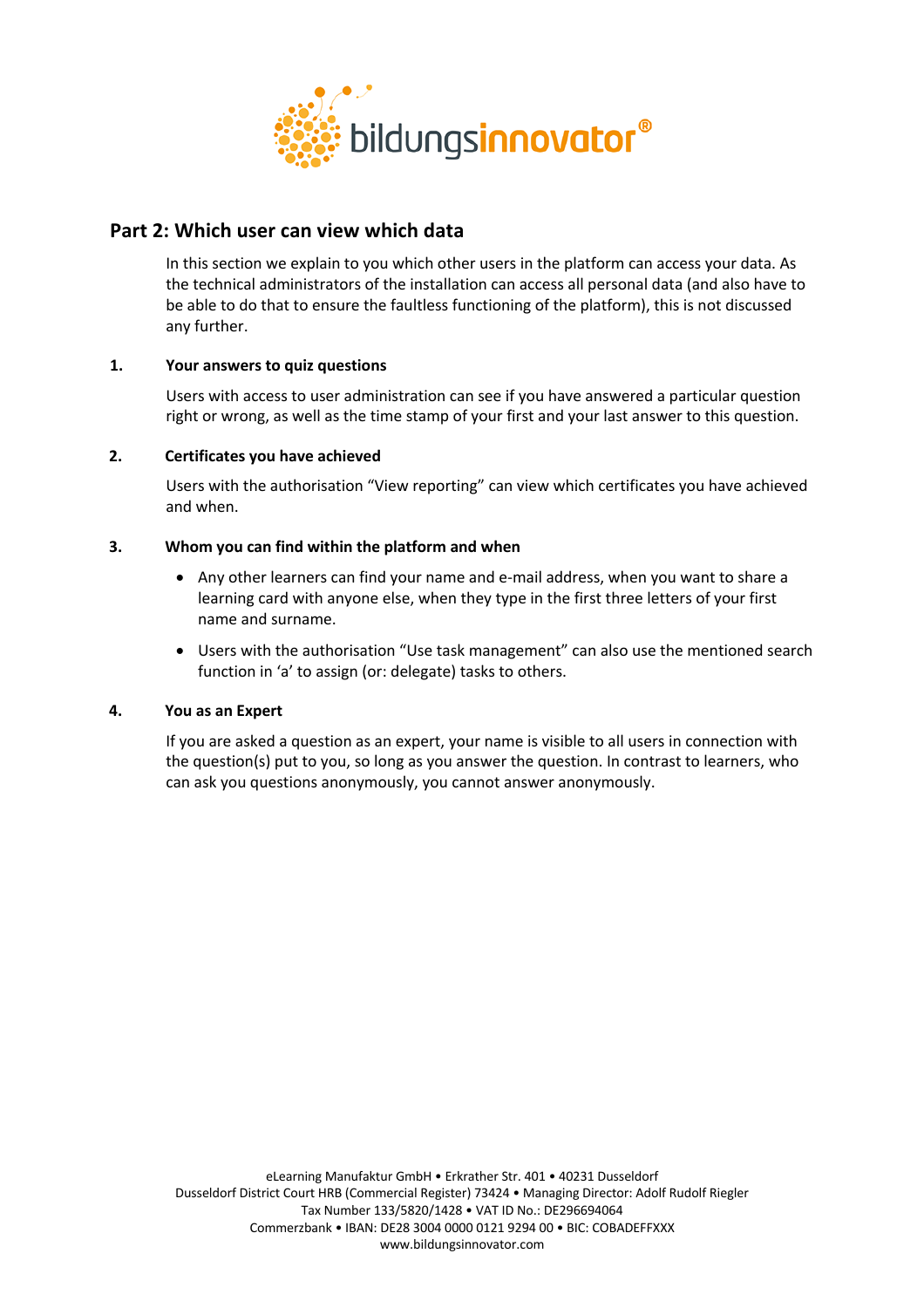## Part 2: Which user can view which data

In this section we explain to you which other users in the platform can access your data. As the technical administrators of the installation can access all personal data (and also have to be able to do that to ensure the faultless functioning of the platform), this is not discussed any further.

### 1. Your answers to quiz questions

Users with access to user administration can see if you have answered a particular question right or wrong, as well as the time stamp of your first and your last answer to this question.

### 2. Certificates you have achieved

Users with the authorisation "View reporting" can view which certificates you have achieved and when.

### 3. Whom you can find within the platform and when

- Any other learners can find your name and e-mail address, when you want to share a learning card with anyone else, when they type in the first three letters of your first name and surname.
- Users with the authorisation "Use task management" can also use the mentioned search function in 'a' to assign (or: delegate) tasks to others.

### 4. You as an Expert

If you are asked a question as an expert, your name is visible to all users in connection with the question(s) put to you, so long as you answer the question. In contrast to learners, who can ask you questions anonymously, you cannot answer anonymously.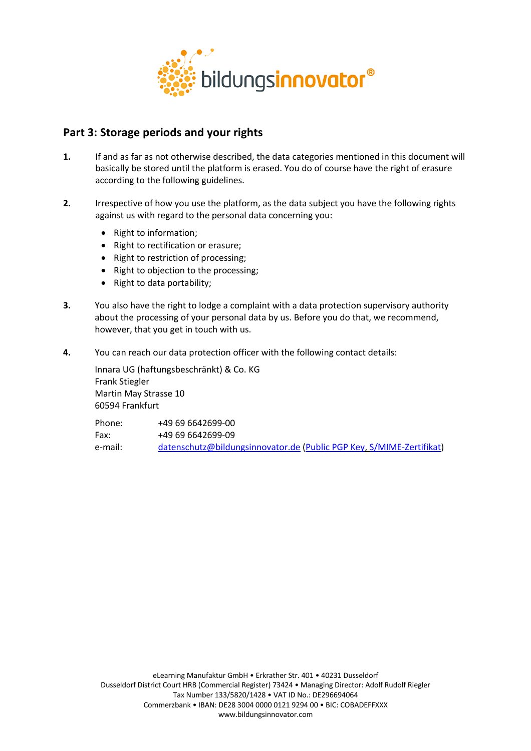## Part 3: Storage periods and your rights

**1.** If and as far as not otherwise described, the data categories mentioned in this document will basically be stored until the platform is erased. You do of course have the right of erasure according to the following guidelines.

**2.** Irrespective of how you use the platform, as the data subject you have the following rights against us with regard to the personal data concerning you:

- Right to information;
- Right to rectification or erasure;
- Right to restriction of processing;
- Right to objection to the processing;
- Right to data portability;

**3.** You also have the right to lodge a complaint with a data protection supervisory authority about the processing of your personal data by us. Before you do that, we recommend, however, that you get in touch with us.

**4.** You can reach our data protection officer with the following contact details:

Innara UG (haftungsbeschränkt) & Co. KG
Frank Stiegler
Martin May Strasse 10
60594 Frankfurt

Phone: +49 69 6642699-00
Fax: +49 69 6642699-09
e-mail: datenschutz@bildungsinnovator.de (Public PGP Key, S/MIME-Zertifikat)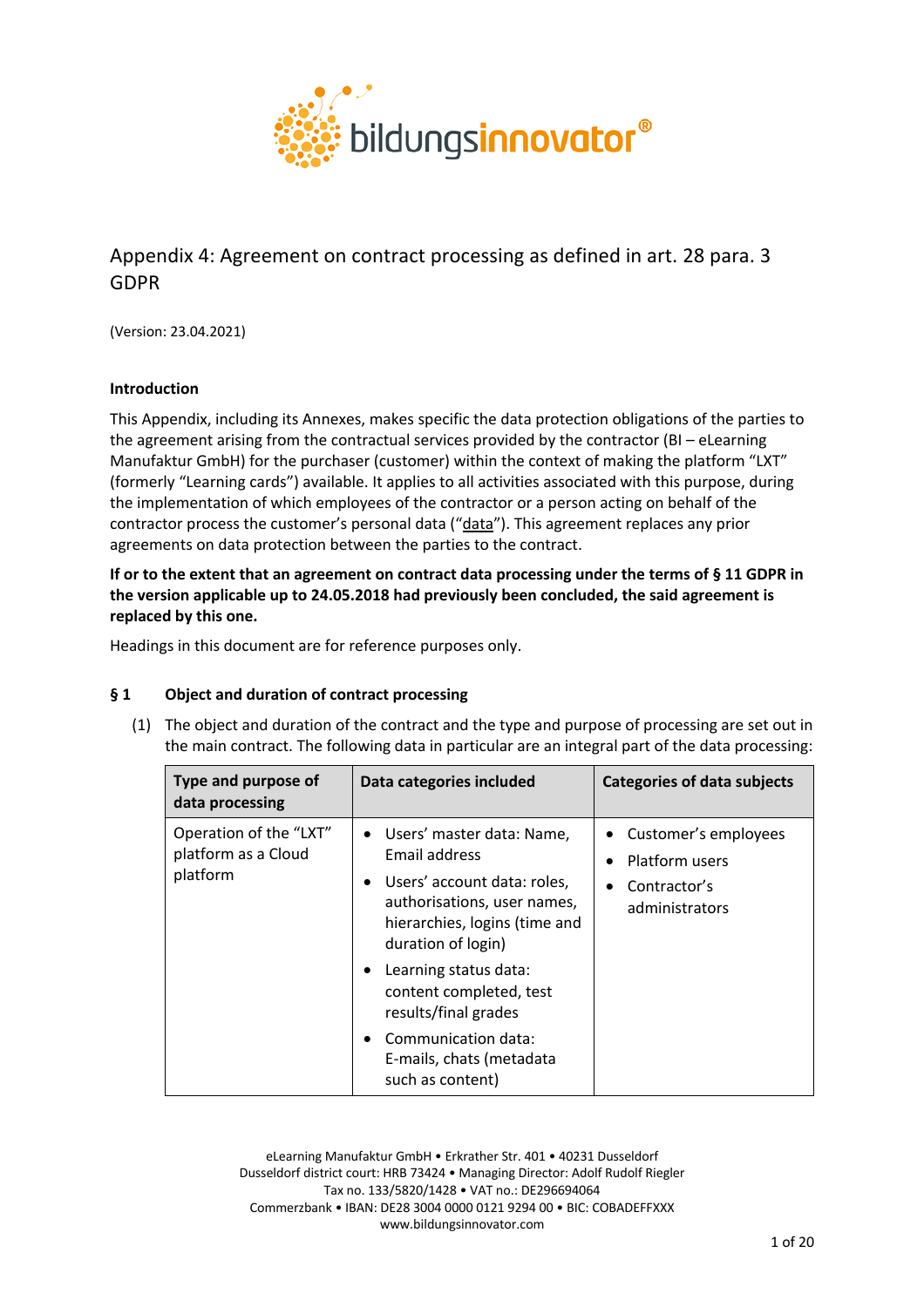# Appendix 4: Agreement on contract processing as defined in art. 28 para. 3 GDPR

(Version: 23.04.2021)

**Introduction**

This Appendix, including its Annexes, makes specific the data protection obligations of the parties to the agreement arising from the contractual services provided by the contractor (BI – eLearning Manufaktur GmbH) for the purchaser (customer) within the context of making the platform "LXT" (formerly "Learning cards") available. It applies to all activities associated with this purpose, during the implementation of which employees of the contractor or a person acting on behalf of the contractor process the customer's personal data ("data"). This agreement replaces any prior agreements on data protection between the parties to the contract.

**If or to the extent that an agreement on contract data processing under the terms of § 11 GDPR in the version applicable up to 24.05.2018 had previously been concluded, the said agreement is replaced by this one.**

Headings in this document are for reference purposes only.

## § 1 Object and duration of contract processing

(1) The object and duration of the contract and the type and purpose of processing are set out in the main contract. The following data in particular are an integral part of the data processing:

| Type and purpose of data processing | Data categories included | Categories of data subjects |
|---|---|---|
| Operation of the "LXT" platform as a Cloud platform | • Users' master data: Name, Email address<br>• Users' account data: roles, authorisations, user names, hierarchies, logins (time and duration of login)<br>• Learning status data: content completed, test results/final grades<br>• Communication data: E-mails, chats (metadata such as content) | • Customer's employees<br>• Platform users<br>• Contractor's administrators |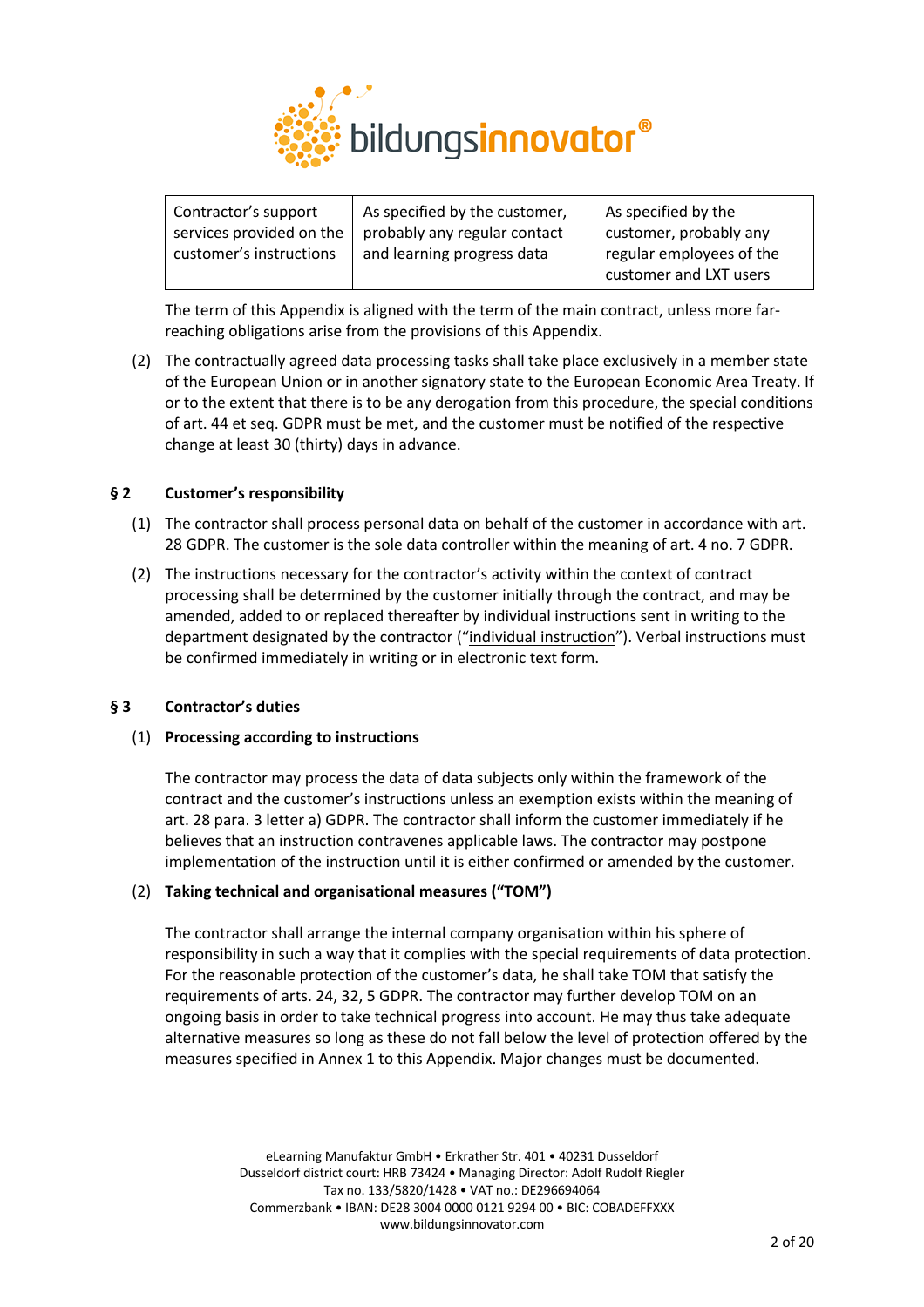| Contractor's support services provided on the customer's instructions | As specified by the customer, probably any regular contact and learning progress data | As specified by the customer, probably any regular employees of the customer and LXT users |
|---|---|---|

The term of this Appendix is aligned with the term of the main contract, unless more far-reaching obligations arise from the provisions of this Appendix.

(2) The contractually agreed data processing tasks shall take place exclusively in a member state of the European Union or in another signatory state to the European Economic Area Treaty. If or to the extent that there is to be any derogation from this procedure, the special conditions of art. 44 et seq. GDPR must be met, and the customer must be notified of the respective change at least 30 (thirty) days in advance.

## § 2 Customer's responsibility

(1) The contractor shall process personal data on behalf of the customer in accordance with art. 28 GDPR. The customer is the sole data controller within the meaning of art. 4 no. 7 GDPR.

(2) The instructions necessary for the contractor's activity within the context of contract processing shall be determined by the customer initially through the contract, and may be amended, added to or replaced thereafter by individual instructions sent in writing to the department designated by the contractor ("individual instruction"). Verbal instructions must be confirmed immediately in writing or in electronic text form.

## § 3 Contractor's duties

(1) **Processing according to instructions**

The contractor may process the data of data subjects only within the framework of the contract and the customer's instructions unless an exemption exists within the meaning of art. 28 para. 3 letter a) GDPR. The contractor shall inform the customer immediately if he believes that an instruction contravenes applicable laws. The contractor may postpone implementation of the instruction until it is either confirmed or amended by the customer.

(2) **Taking technical and organisational measures ("TOM")**

The contractor shall arrange the internal company organisation within his sphere of responsibility in such a way that it complies with the special requirements of data protection. For the reasonable protection of the customer's data, he shall take TOM that satisfy the requirements of arts. 24, 32, 5 GDPR. The contractor may further develop TOM on an ongoing basis in order to take technical progress into account. He may thus take adequate alternative measures so long as these do not fall below the level of protection offered by the measures specified in Annex 1 to this Appendix. Major changes must be documented.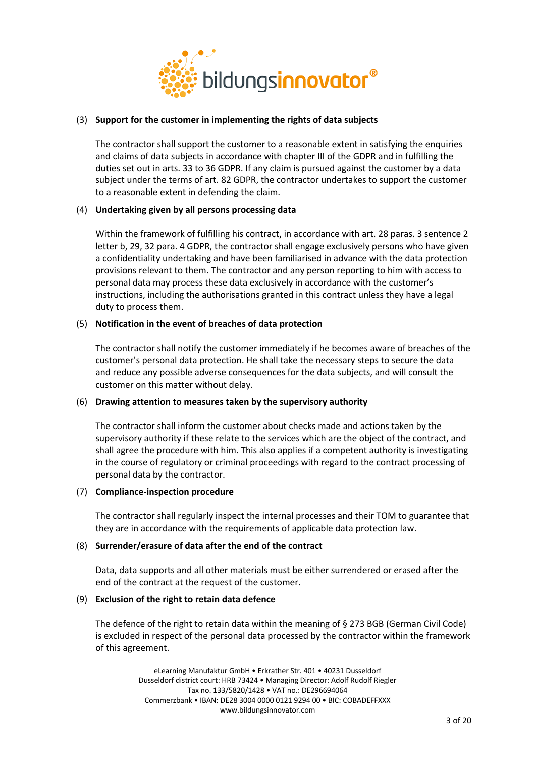(3) **Support for the customer in implementing the rights of data subjects**

The contractor shall support the customer to a reasonable extent in satisfying the enquiries and claims of data subjects in accordance with chapter III of the GDPR and in fulfilling the duties set out in arts. 33 to 36 GDPR. If any claim is pursued against the customer by a data subject under the terms of art. 82 GDPR, the contractor undertakes to support the customer to a reasonable extent in defending the claim.

(4) **Undertaking given by all persons processing data**

Within the framework of fulfilling his contract, in accordance with art. 28 paras. 3 sentence 2 letter b, 29, 32 para. 4 GDPR, the contractor shall engage exclusively persons who have given a confidentiality undertaking and have been familiarised in advance with the data protection provisions relevant to them. The contractor and any person reporting to him with access to personal data may process these data exclusively in accordance with the customer's instructions, including the authorisations granted in this contract unless they have a legal duty to process them.

(5) **Notification in the event of breaches of data protection**

The contractor shall notify the customer immediately if he becomes aware of breaches of the customer's personal data protection. He shall take the necessary steps to secure the data and reduce any possible adverse consequences for the data subjects, and will consult the customer on this matter without delay.

(6) **Drawing attention to measures taken by the supervisory authority**

The contractor shall inform the customer about checks made and actions taken by the supervisory authority if these relate to the services which are the object of the contract, and shall agree the procedure with him. This also applies if a competent authority is investigating in the course of regulatory or criminal proceedings with regard to the contract processing of personal data by the contractor.

(7) **Compliance-inspection procedure**

The contractor shall regularly inspect the internal processes and their TOM to guarantee that they are in accordance with the requirements of applicable data protection law.

(8) **Surrender/erasure of data after the end of the contract**

Data, data supports and all other materials must be either surrendered or erased after the end of the contract at the request of the customer.

(9) **Exclusion of the right to retain data defence**

The defence of the right to retain data within the meaning of § 273 BGB (German Civil Code) is excluded in respect of the personal data processed by the contractor within the framework of this agreement.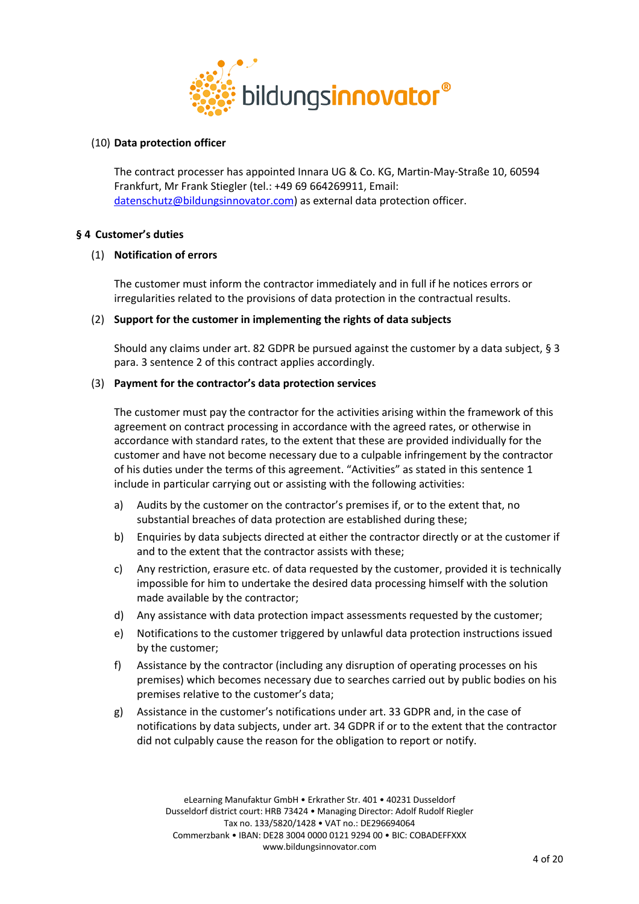(10) **Data protection officer**

The contract processer has appointed Innara UG & Co. KG, Martin-May-Straße 10, 60594 Frankfurt, Mr Frank Stiegler (tel.: +49 69 664269911, Email: datenschutz@bildungsinnovator.com) as external data protection officer.

## § 4 Customer's duties

(1) **Notification of errors**

The customer must inform the contractor immediately and in full if he notices errors or irregularities related to the provisions of data protection in the contractual results.

(2) **Support for the customer in implementing the rights of data subjects**

Should any claims under art. 82 GDPR be pursued against the customer by a data subject, § 3 para. 3 sentence 2 of this contract applies accordingly.

(3) **Payment for the contractor's data protection services**

The customer must pay the contractor for the activities arising within the framework of this agreement on contract processing in accordance with the agreed rates, or otherwise in accordance with standard rates, to the extent that these are provided individually for the customer and have not become necessary due to a culpable infringement by the contractor of his duties under the terms of this agreement. "Activities" as stated in this sentence 1 include in particular carrying out or assisting with the following activities:

a) Audits by the customer on the contractor's premises if, or to the extent that, no substantial breaches of data protection are established during these;

b) Enquiries by data subjects directed at either the contractor directly or at the customer if and to the extent that the contractor assists with these;

c) Any restriction, erasure etc. of data requested by the customer, provided it is technically impossible for him to undertake the desired data processing himself with the solution made available by the contractor;

d) Any assistance with data protection impact assessments requested by the customer;

e) Notifications to the customer triggered by unlawful data protection instructions issued by the customer;

f) Assistance by the contractor (including any disruption of operating processes on his premises) which becomes necessary due to searches carried out by public bodies on his premises relative to the customer's data;

g) Assistance in the customer's notifications under art. 33 GDPR and, in the case of notifications by data subjects, under art. 34 GDPR if or to the extent that the contractor did not culpably cause the reason for the obligation to report or notify.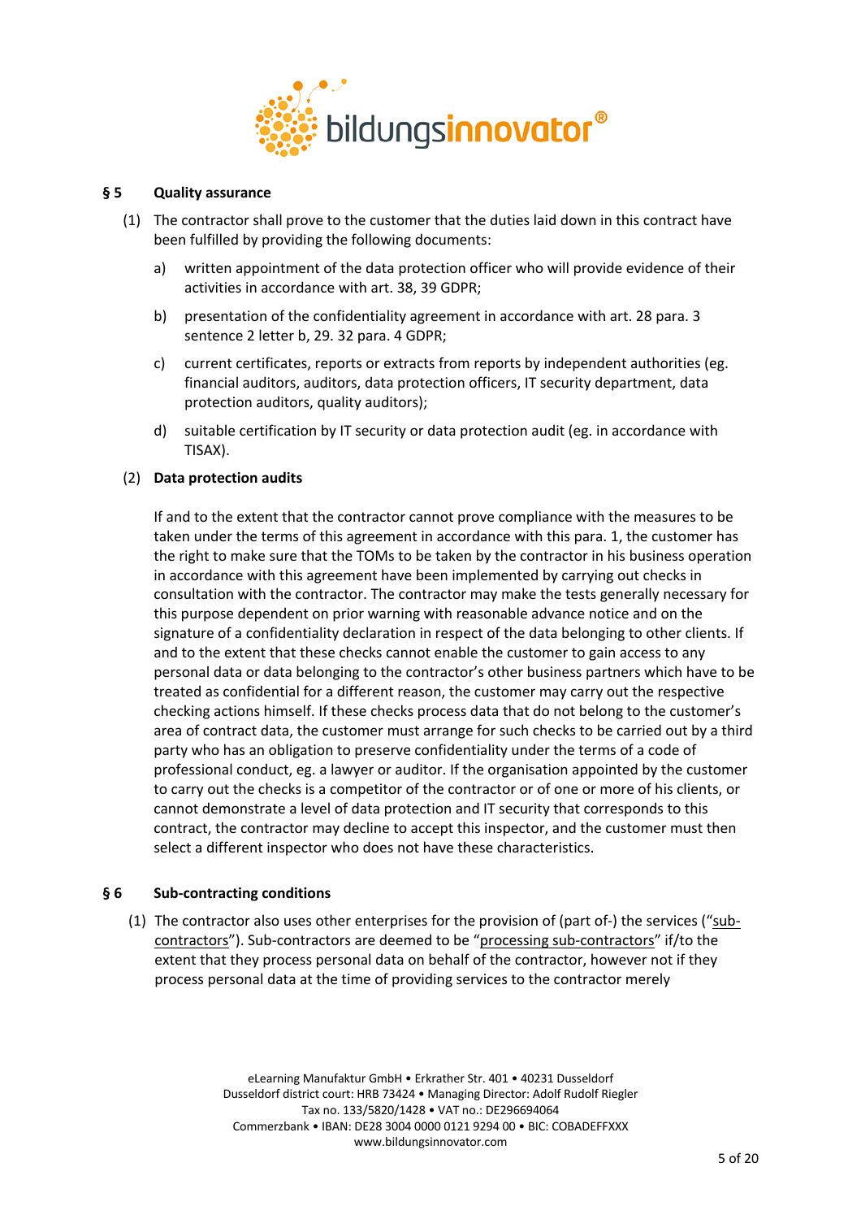## § 5 Quality assurance

(1) The contractor shall prove to the customer that the duties laid down in this contract have been fulfilled by providing the following documents:

a) written appointment of the data protection officer who will provide evidence of their activities in accordance with art. 38, 39 GDPR;

b) presentation of the confidentiality agreement in accordance with art. 28 para. 3 sentence 2 letter b, 29. 32 para. 4 GDPR;

c) current certificates, reports or extracts from reports by independent authorities (eg. financial auditors, auditors, data protection officers, IT security department, data protection auditors, quality auditors);

d) suitable certification by IT security or data protection audit (eg. in accordance with TISAX).

(2) **Data protection audits**

If and to the extent that the contractor cannot prove compliance with the measures to be taken under the terms of this agreement in accordance with this para. 1, the customer has the right to make sure that the TOMs to be taken by the contractor in his business operation in accordance with this agreement have been implemented by carrying out checks in consultation with the contractor. The contractor may make the tests generally necessary for this purpose dependent on prior warning with reasonable advance notice and on the signature of a confidentiality declaration in respect of the data belonging to other clients. If and to the extent that these checks cannot enable the customer to gain access to any personal data or data belonging to the contractor's other business partners which have to be treated as confidential for a different reason, the customer may carry out the respective checking actions himself. If these checks process data that do not belong to the customer's area of contract data, the customer must arrange for such checks to be carried out by a third party who has an obligation to preserve confidentiality under the terms of a code of professional conduct, eg. a lawyer or auditor. If the organisation appointed by the customer to carry out the checks is a competitor of the contractor or of one or more of his clients, or cannot demonstrate a level of data protection and IT security that corresponds to this contract, the contractor may decline to accept this inspector, and the customer must then select a different inspector who does not have these characteristics.

## § 6 Sub-contracting conditions

(1) The contractor also uses other enterprises for the provision of (part of-) the services ("sub-contractors"). Sub-contractors are deemed to be "processing sub-contractors" if/to the extent that they process personal data on behalf of the contractor, however not if they process personal data at the time of providing services to the contractor merely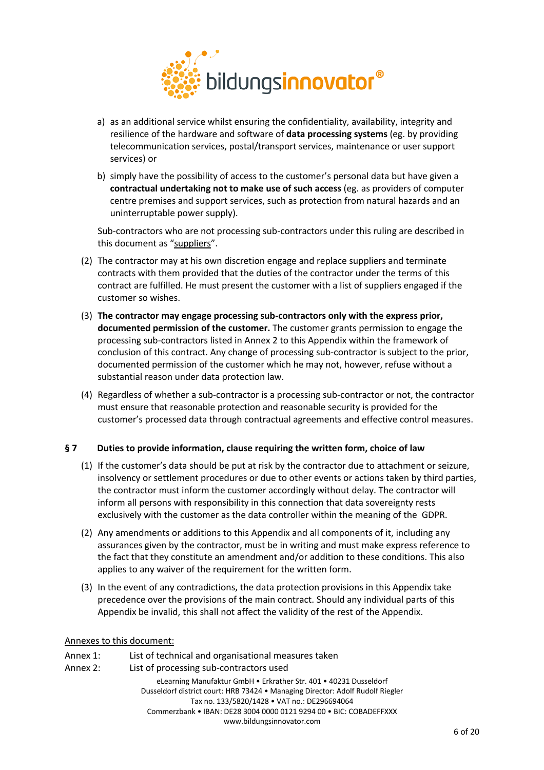a) as an additional service whilst ensuring the confidentiality, availability, integrity and resilience of the hardware and software of **data processing systems** (eg. by providing telecommunication services, postal/transport services, maintenance or user support services) or

b) simply have the possibility of access to the customer's personal data but have given a **contractual undertaking not to make use of such access** (eg. as providers of computer centre premises and support services, such as protection from natural hazards and an uninterruptable power supply).

Sub-contractors who are not processing sub-contractors under this ruling are described in this document as "suppliers".

(2) The contractor may at his own discretion engage and replace suppliers and terminate contracts with them provided that the duties of the contractor under the terms of this contract are fulfilled. He must present the customer with a list of suppliers engaged if the customer so wishes.

(3) **The contractor may engage processing sub-contractors only with the express prior, documented permission of the customer.** The customer grants permission to engage the processing sub-contractors listed in Annex 2 to this Appendix within the framework of conclusion of this contract. Any change of processing sub-contractor is subject to the prior, documented permission of the customer which he may not, however, refuse without a substantial reason under data protection law.

(4) Regardless of whether a sub-contractor is a processing sub-contractor or not, the contractor must ensure that reasonable protection and reasonable security is provided for the customer's processed data through contractual agreements and effective control measures.

### § 7 Duties to provide information, clause requiring the written form, choice of law

(1) If the customer's data should be put at risk by the contractor due to attachment or seizure, insolvency or settlement procedures or due to other events or actions taken by third parties, the contractor must inform the customer accordingly without delay. The contractor will inform all persons with responsibility in this connection that data sovereignty rests exclusively with the customer as the data controller within the meaning of the GDPR.

(2) Any amendments or additions to this Appendix and all components of it, including any assurances given by the contractor, must be in writing and must make express reference to the fact that they constitute an amendment and/or addition to these conditions. This also applies to any waiver of the requirement for the written form.

(3) In the event of any contradictions, the data protection provisions in this Appendix take precedence over the provisions of the main contract. Should any individual parts of this Appendix be invalid, this shall not affect the validity of the rest of the Appendix.

Annexes to this document:

Annex 1: List of technical and organisational measures taken

Annex 2: List of processing sub-contractors used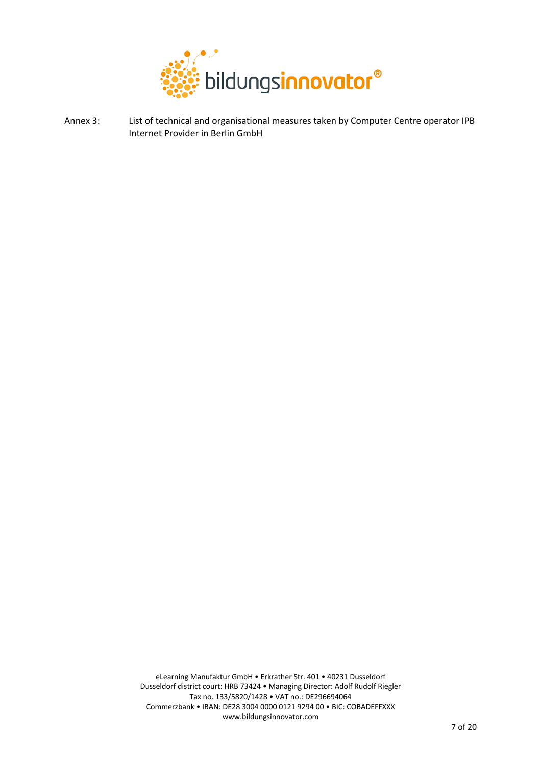Annex 3: List of technical and organisational measures taken by Computer Centre operator IPB Internet Provider in Berlin GmbH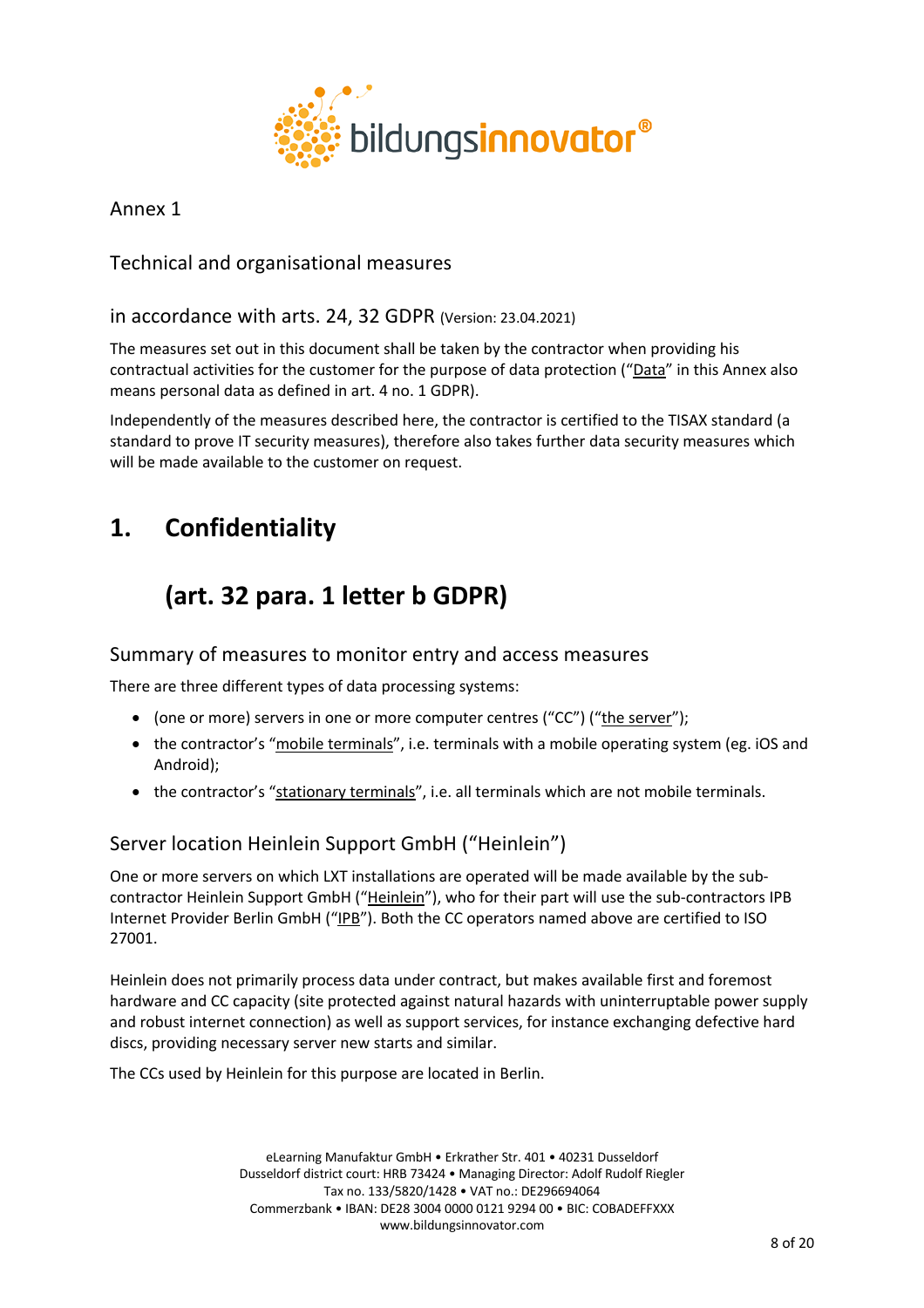Annex 1

Technical and organisational measures

in accordance with arts. 24, 32 GDPR (Version: 23.04.2021)

The measures set out in this document shall be taken by the contractor when providing his contractual activities for the customer for the purpose of data protection ("Data" in this Annex also means personal data as defined in art. 4 no. 1 GDPR).

Independently of the measures described here, the contractor is certified to the TISAX standard (a standard to prove IT security measures), therefore also takes further data security measures which will be made available to the customer on request.

# 1. Confidentiality

# (art. 32 para. 1 letter b GDPR)

## Summary of measures to monitor entry and access measures

There are three different types of data processing systems:

- (one or more) servers in one or more computer centres ("CC") ("the server");
- the contractor's "mobile terminals", i.e. terminals with a mobile operating system (eg. iOS and Android);
- the contractor's "stationary terminals", i.e. all terminals which are not mobile terminals.

## Server location Heinlein Support GmbH ("Heinlein")

One or more servers on which LXT installations are operated will be made available by the sub-contractor Heinlein Support GmbH ("Heinlein"), who for their part will use the sub-contractors IPB Internet Provider Berlin GmbH ("IPB"). Both the CC operators named above are certified to ISO 27001.

Heinlein does not primarily process data under contract, but makes available first and foremost hardware and CC capacity (site protected against natural hazards with uninterruptable power supply and robust internet connection) as well as support services, for instance exchanging defective hard discs, providing necessary server new starts and similar.

The CCs used by Heinlein for this purpose are located in Berlin.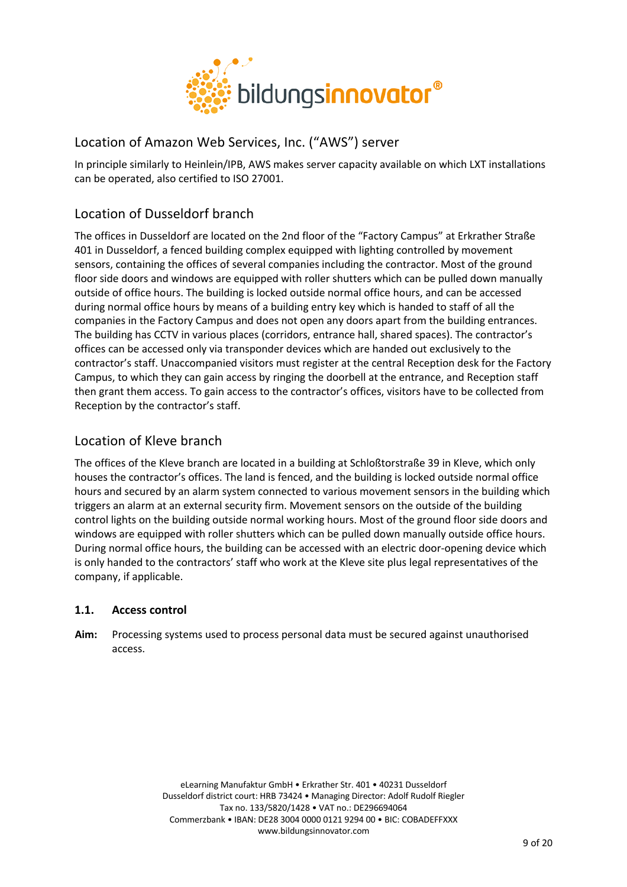## Location of Amazon Web Services, Inc. ("AWS") server

In principle similarly to Heinlein/IPB, AWS makes server capacity available on which LXT installations can be operated, also certified to ISO 27001.

## Location of Dusseldorf branch

The offices in Dusseldorf are located on the 2nd floor of the "Factory Campus" at Erkrather Straße 401 in Dusseldorf, a fenced building complex equipped with lighting controlled by movement sensors, containing the offices of several companies including the contractor. Most of the ground floor side doors and windows are equipped with roller shutters which can be pulled down manually outside of office hours. The building is locked outside normal office hours, and can be accessed during normal office hours by means of a building entry key which is handed to staff of all the companies in the Factory Campus and does not open any doors apart from the building entrances. The building has CCTV in various places (corridors, entrance hall, shared spaces). The contractor's offices can be accessed only via transponder devices which are handed out exclusively to the contractor's staff. Unaccompanied visitors must register at the central Reception desk for the Factory Campus, to which they can gain access by ringing the doorbell at the entrance, and Reception staff then grant them access. To gain access to the contractor's offices, visitors have to be collected from Reception by the contractor's staff.

## Location of Kleve branch

The offices of the Kleve branch are located in a building at Schloßtorstraße 39 in Kleve, which only houses the contractor's offices. The land is fenced, and the building is locked outside normal office hours and secured by an alarm system connected to various movement sensors in the building which triggers an alarm at an external security firm. Movement sensors on the outside of the building control lights on the building outside normal working hours. Most of the ground floor side doors and windows are equipped with roller shutters which can be pulled down manually outside office hours. During normal office hours, the building can be accessed with an electric door-opening device which is only handed to the contractors' staff who work at the Kleve site plus legal representatives of the company, if applicable.

### 1.1. Access control

**Aim:** Processing systems used to process personal data must be secured against unauthorised access.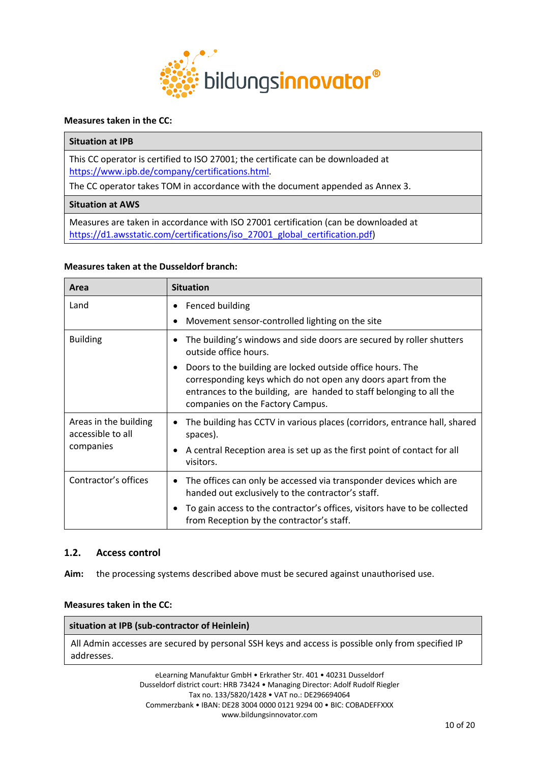**Measures taken in the CC:**

| Situation at IPB |
|---|
| This CC operator is certified to ISO 27001; the certificate can be downloaded at https://www.ipb.de/company/certifications.html.<br>The CC operator takes TOM in accordance with the document appended as Annex 3. |
| **Situation at AWS** |
| Measures are taken in accordance with ISO 27001 certification (can be downloaded at https://d1.awsstatic.com/certifications/iso_27001_global_certification.pdf) |

**Measures taken at the Dusseldorf branch:**

| Area | Situation |
|---|---|
| Land | • Fenced building<br>• Movement sensor-controlled lighting on the site |
| Building | • The building's windows and side doors are secured by roller shutters outside office hours.<br>• Doors to the building are locked outside office hours. The corresponding keys which do not open any doors apart from the entrances to the building, are handed to staff belonging to all the companies on the Factory Campus. |
| Areas in the building accessible to all companies | • The building has CCTV in various places (corridors, entrance hall, shared spaces).<br>• A central Reception area is set up as the first point of contact for all visitors. |
| Contractor's offices | • The offices can only be accessed via transponder devices which are handed out exclusively to the contractor's staff.<br>• To gain access to the contractor's offices, visitors have to be collected from Reception by the contractor's staff. |

## 1.2. Access control

**Aim:** the processing systems described above must be secured against unauthorised use.

**Measures taken in the CC:**

| situation at IPB (sub-contractor of Heinlein) |
|---|
| All Admin accesses are secured by personal SSH keys and access is possible only from specified IP addresses. |

eLearning Manufaktur GmbH • Erkrather Str. 401 • 40231 Dusseldorf
Dusseldorf district court: HRB 73424 • Managing Director: Adolf Rudolf Riegler
Tax no. 133/5820/1428 • VAT no.: DE296694064
Commerzbank • IBAN: DE28 3004 0000 0121 9294 00 • BIC: COBADEFFXXX
www.bildungsinnovator.com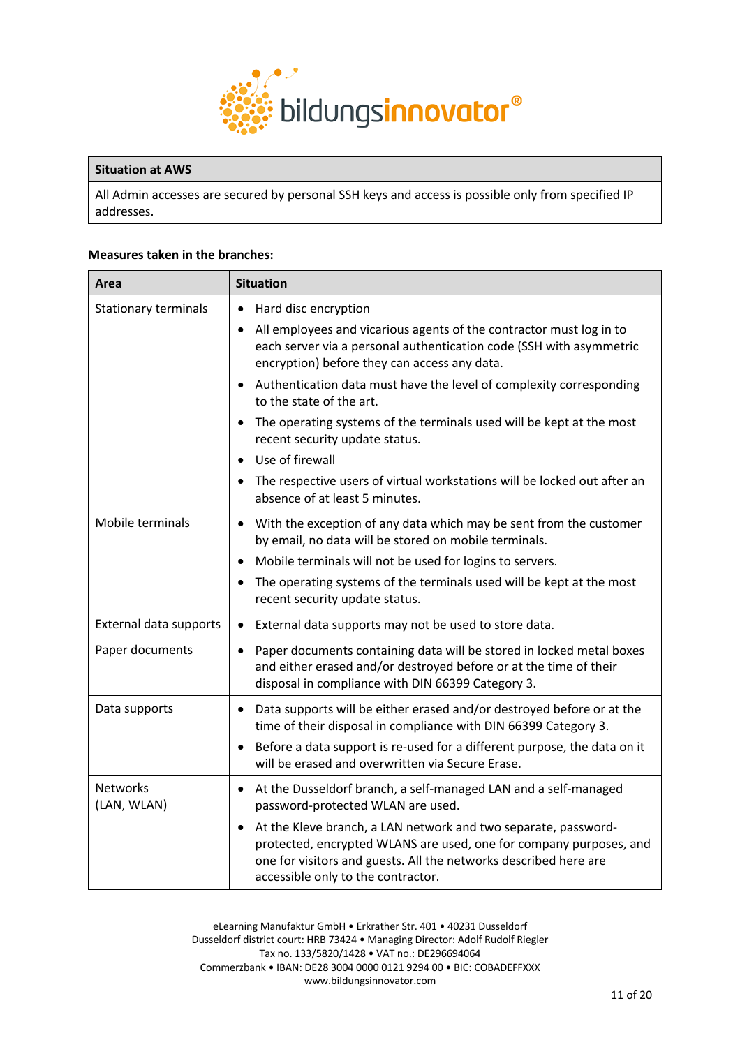| Situation at AWS |
|---|
| All Admin accesses are secured by personal SSH keys and access is possible only from specified IP addresses. |

**Measures taken in the branches:**

| Area | Situation |
|---|---|
| Stationary terminals | • Hard disc encryption<br>• All employees and vicarious agents of the contractor must log in to each server via a personal authentication code (SSH with asymmetric encryption) before they can access any data.<br>• Authentication data must have the level of complexity corresponding to the state of the art.<br>• The operating systems of the terminals used will be kept at the most recent security update status.<br>• Use of firewall<br>• The respective users of virtual workstations will be locked out after an absence of at least 5 minutes. |
| Mobile terminals | • With the exception of any data which may be sent from the customer by email, no data will be stored on mobile terminals.<br>• Mobile terminals will not be used for logins to servers.<br>• The operating systems of the terminals used will be kept at the most recent security update status. |
| External data supports | • External data supports may not be used to store data. |
| Paper documents | • Paper documents containing data will be stored in locked metal boxes and either erased and/or destroyed before or at the time of their disposal in compliance with DIN 66399 Category 3. |
| Data supports | • Data supports will be either erased and/or destroyed before or at the time of their disposal in compliance with DIN 66399 Category 3.<br>• Before a data support is re-used for a different purpose, the data on it will be erased and overwritten via Secure Erase. |
| Networks (LAN, WLAN) | • At the Dusseldorf branch, a self-managed LAN and a self-managed password-protected WLAN are used.<br>• At the Kleve branch, a LAN network and two separate, password-protected, encrypted WLANS are used, one for company purposes, and one for visitors and guests. All the networks described here are accessible only to the contractor. |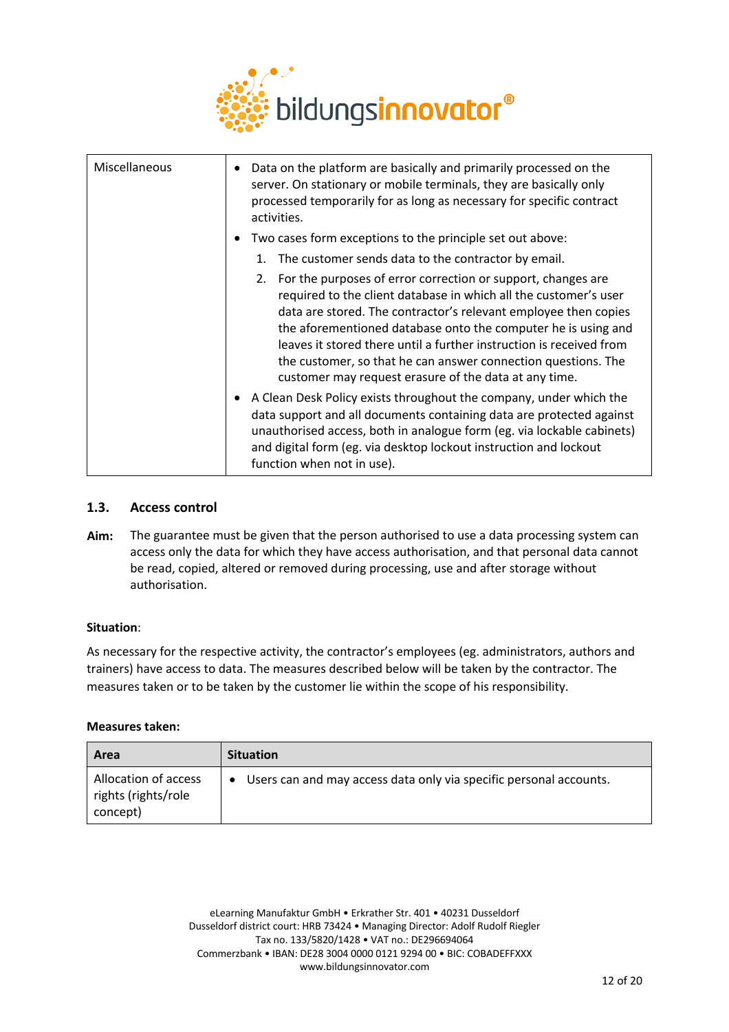| Miscellaneous | • Data on the platform are basically and primarily processed on the server. On stationary or mobile terminals, they are basically only processed temporarily for as long as necessary for specific contract activities.<br>• Two cases form exceptions to the principle set out above:<br>1. The customer sends data to the contractor by email.<br>2. For the purposes of error correction or support, changes are required to the client database in which all the customer's user data are stored. The contractor's relevant employee then copies the aforementioned database onto the computer he is using and leaves it stored there until a further instruction is received from the customer, so that he can answer connection questions. The customer may request erasure of the data at any time.<br>• A Clean Desk Policy exists throughout the company, under which the data support and all documents containing data are protected against unauthorised access, both in analogue form (eg. via lockable cabinets) and digital form (eg. via desktop lockout instruction and lockout function when not in use). |
|---|---|

### 1.3. Access control

**Aim:** The guarantee must be given that the person authorised to use a data processing system can access only the data for which they have access authorisation, and that personal data cannot be read, copied, altered or removed during processing, use and after storage without authorisation.

**Situation**:

As necessary for the respective activity, the contractor's employees (eg. administrators, authors and trainers) have access to data. The measures described below will be taken by the contractor. The measures taken or to be taken by the customer lie within the scope of his responsibility.

**Measures taken:**

| Area | Situation |
|---|---|
| Allocation of access rights (rights/role concept) | • Users can and may access data only via specific personal accounts. |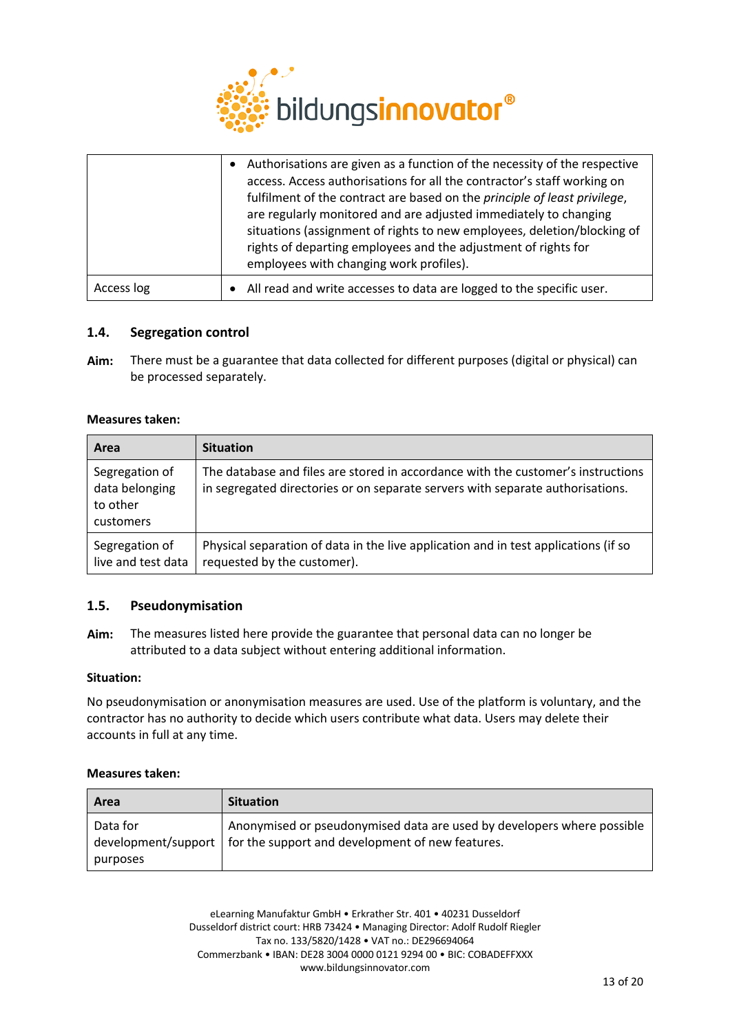|  |  |
|---|---|
|  | • Authorisations are given as a function of the necessity of the respective access. Access authorisations for all the contractor's staff working on fulfilment of the contract are based on the *principle of least privilege*, are regularly monitored and are adjusted immediately to changing situations (assignment of rights to new employees, deletion/blocking of rights of departing employees and the adjustment of rights for employees with changing work profiles). |
| Access log | • All read and write accesses to data are logged to the specific user. |

### 1.4. Segregation control

**Aim:** There must be a guarantee that data collected for different purposes (digital or physical) can be processed separately.

**Measures taken:**

| Area | Situation |
|---|---|
| Segregation of data belonging to other customers | The database and files are stored in accordance with the customer's instructions in segregated directories or on separate servers with separate authorisations. |
| Segregation of live and test data | Physical separation of data in the live application and in test applications (if so requested by the customer). |

### 1.5. Pseudonymisation

**Aim:** The measures listed here provide the guarantee that personal data can no longer be attributed to a data subject without entering additional information.

**Situation:**

No pseudonymisation or anonymisation measures are used. Use of the platform is voluntary, and the contractor has no authority to decide which users contribute what data. Users may delete their accounts in full at any time.

**Measures taken:**

| Area | Situation |
|---|---|
| Data for development/support purposes | Anonymised or pseudonymised data are used by developers where possible for the support and development of new features. |

eLearning Manufaktur GmbH • Erkrather Str. 401 • 40231 Dusseldorf
Dusseldorf district court: HRB 73424 • Managing Director: Adolf Rudolf Riegler
Tax no. 133/5820/1428 • VAT no.: DE296694064
Commerzbank • IBAN: DE28 3004 0000 0121 9294 00 • BIC: COBADEFFXXX
www.bildungsinnovator.com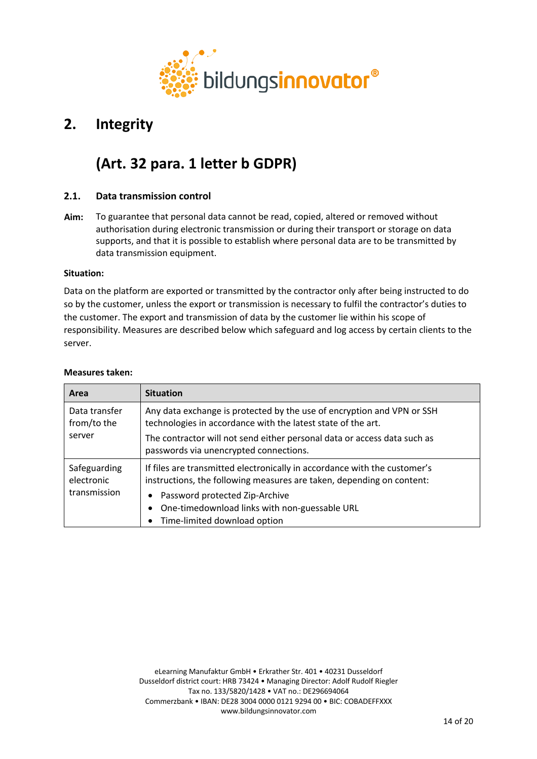# 2. Integrity

## (Art. 32 para. 1 letter b GDPR)

### 2.1. Data transmission control

**Aim:** To guarantee that personal data cannot be read, copied, altered or removed without authorisation during electronic transmission or during their transport or storage on data supports, and that it is possible to establish where personal data are to be transmitted by data transmission equipment.

**Situation:**

Data on the platform are exported or transmitted by the contractor only after being instructed to do so by the customer, unless the export or transmission is necessary to fulfil the contractor's duties to the customer. The export and transmission of data by the customer lie within his scope of responsibility. Measures are described below which safeguard and log access by certain clients to the server.

**Measures taken:**

| Area | Situation |
|---|---|
| Data transfer from/to the server | Any data exchange is protected by the use of encryption and VPN or SSH technologies in accordance with the latest state of the art.<br>The contractor will not send either personal data or access data such as passwords via unencrypted connections. |
| Safeguarding electronic transmission | If files are transmitted electronically in accordance with the customer's instructions, the following measures are taken, depending on content:<br>• Password protected Zip-Archive<br>• One-timedownload links with non-guessable URL<br>• Time-limited download option |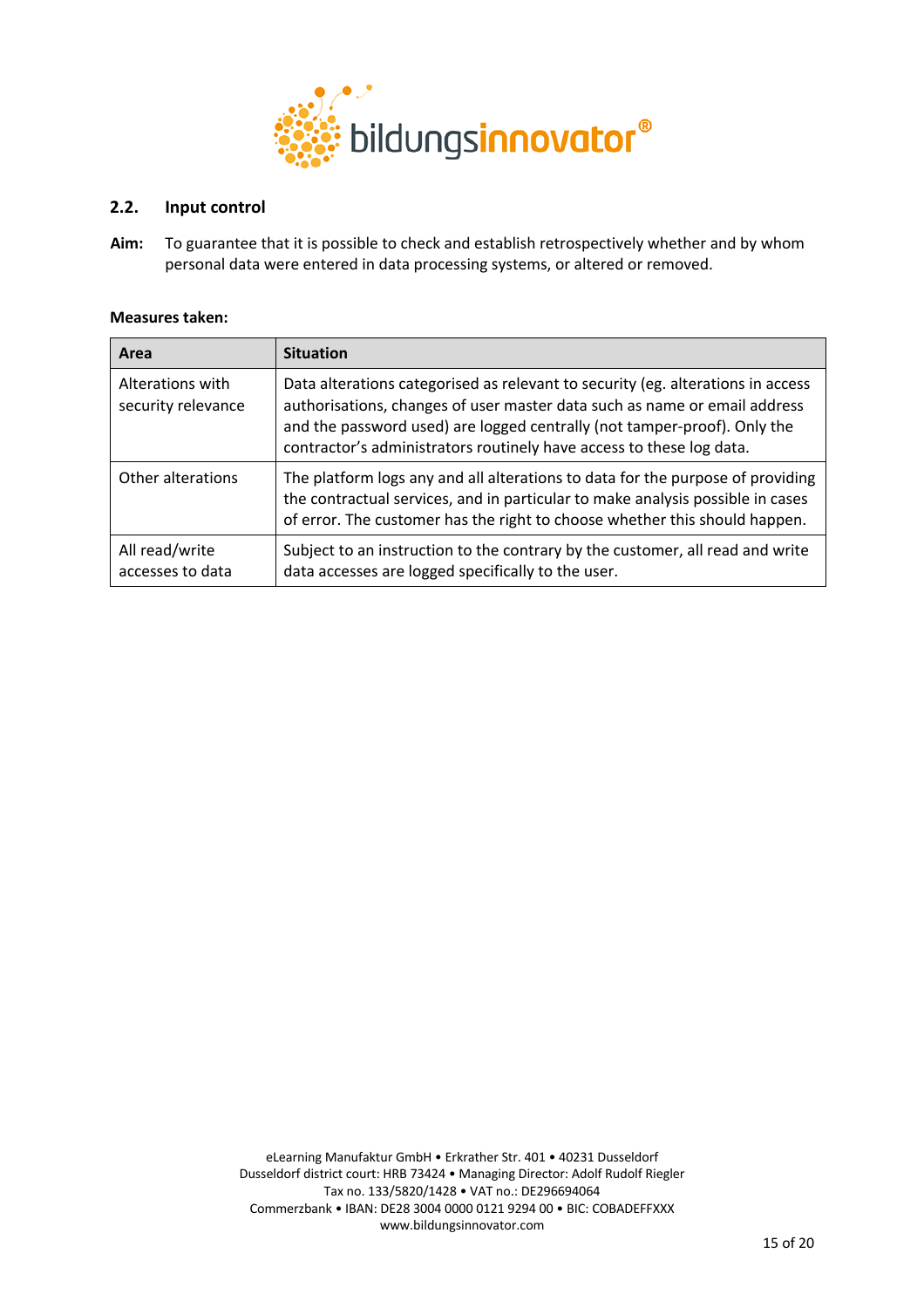### 2.2. Input control

**Aim:** To guarantee that it is possible to check and establish retrospectively whether and by whom personal data were entered in data processing systems, or altered or removed.

**Measures taken:**

| Area | Situation |
|---|---|
| Alterations with security relevance | Data alterations categorised as relevant to security (eg. alterations in access authorisations, changes of user master data such as name or email address and the password used) are logged centrally (not tamper-proof). Only the contractor's administrators routinely have access to these log data. |
| Other alterations | The platform logs any and all alterations to data for the purpose of providing the contractual services, and in particular to make analysis possible in cases of error. The customer has the right to choose whether this should happen. |
| All read/write accesses to data | Subject to an instruction to the contrary by the customer, all read and write data accesses are logged specifically to the user. |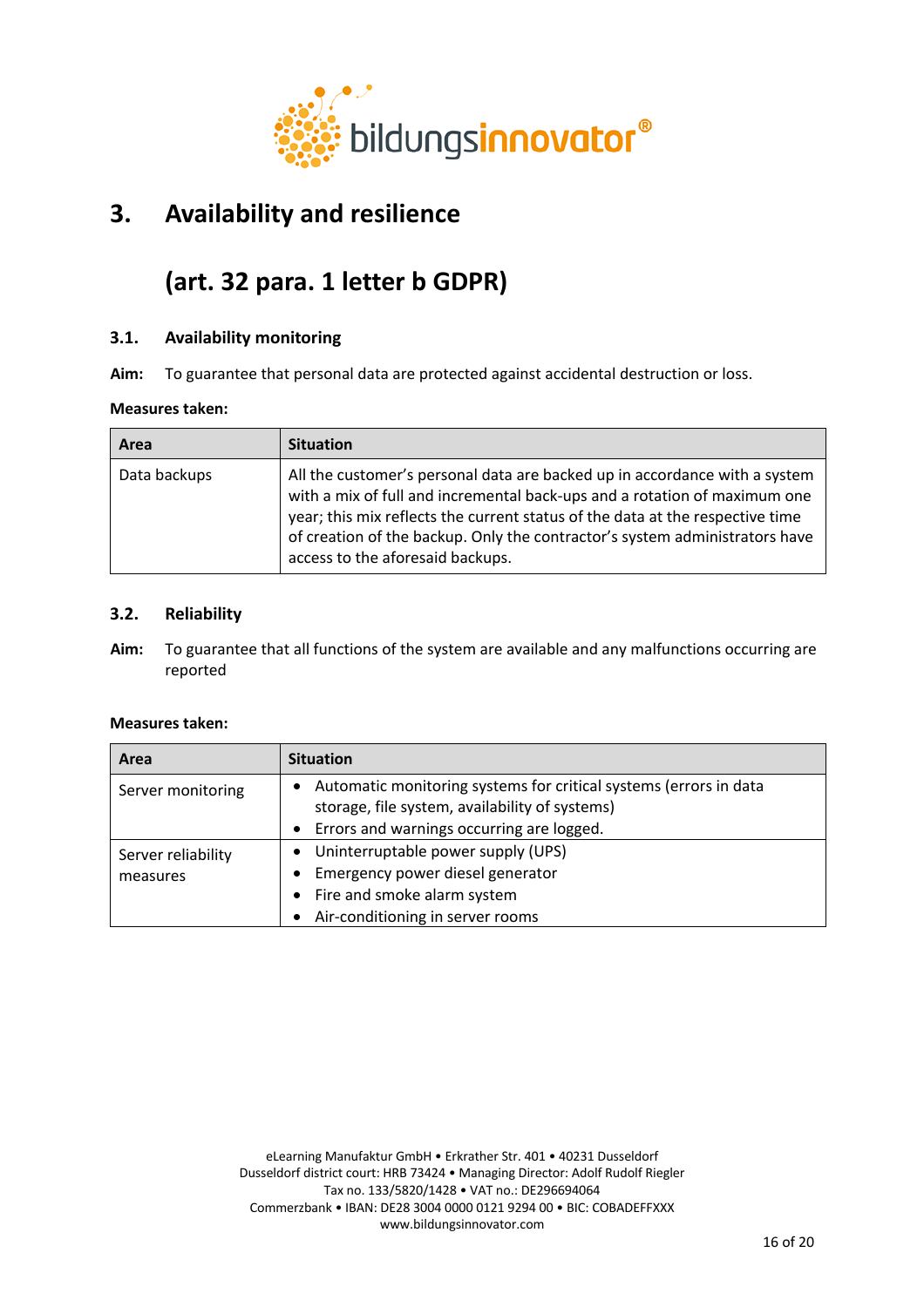# 3. Availability and resilience

# (art. 32 para. 1 letter b GDPR)

### 3.1. Availability monitoring

**Aim:** To guarantee that personal data are protected against accidental destruction or loss.

**Measures taken:**

| Area | Situation |
|---|---|
| Data backups | All the customer's personal data are backed up in accordance with a system with a mix of full and incremental back-ups and a rotation of maximum one year; this mix reflects the current status of the data at the respective time of creation of the backup. Only the contractor's system administrators have access to the aforesaid backups. |

### 3.2. Reliability

**Aim:** To guarantee that all functions of the system are available and any malfunctions occurring are reported

**Measures taken:**

| Area | Situation |
|---|---|
| Server monitoring | • Automatic monitoring systems for critical systems (errors in data storage, file system, availability of systems)<br>• Errors and warnings occurring are logged. |
| Server reliability measures | • Uninterruptable power supply (UPS)<br>• Emergency power diesel generator<br>• Fire and smoke alarm system<br>• Air-conditioning in server rooms |

eLearning Manufaktur GmbH • Erkrather Str. 401 • 40231 Dusseldorf
Dusseldorf district court: HRB 73424 • Managing Director: Adolf Rudolf Riegler
Tax no. 133/5820/1428 • VAT no.: DE296694064
Commerzbank • IBAN: DE28 3004 0000 0121 9294 00 • BIC: COBADEFFXXX
www.bildungsinnovator.com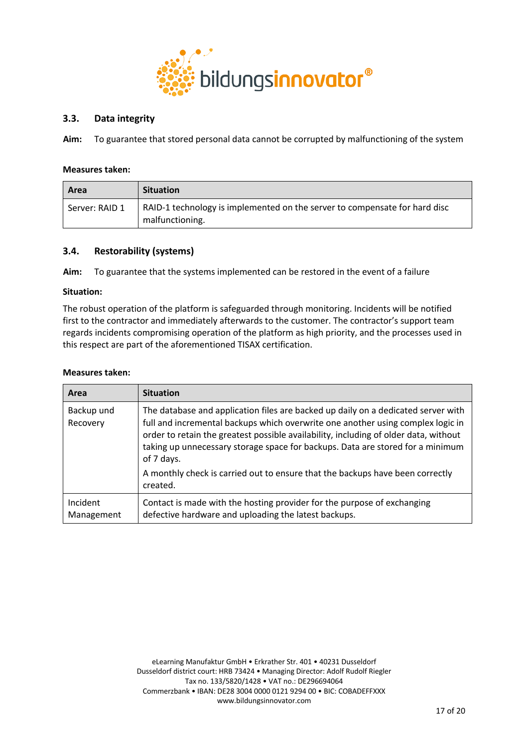### 3.3. Data integrity

**Aim:** To guarantee that stored personal data cannot be corrupted by malfunctioning of the system

**Measures taken:**

| Area | Situation |
|---|---|
| Server: RAID 1 | RAID-1 technology is implemented on the server to compensate for hard disc malfunctioning. |

### 3.4. Restorability (systems)

**Aim:** To guarantee that the systems implemented can be restored in the event of a failure

**Situation:**

The robust operation of the platform is safeguarded through monitoring. Incidents will be notified first to the contractor and immediately afterwards to the customer. The contractor's support team regards incidents compromising operation of the platform as high priority, and the processes used in this respect are part of the aforementioned TISAX certification.

**Measures taken:**

| Area | Situation |
|---|---|
| Backup und Recovery | The database and application files are backed up daily on a dedicated server with full and incremental backups which overwrite one another using complex logic in order to retain the greatest possible availability, including of older data, without taking up unnecessary storage space for backups. Data are stored for a minimum of 7 days.<br><br>A monthly check is carried out to ensure that the backups have been correctly created. |
| Incident Management | Contact is made with the hosting provider for the purpose of exchanging defective hardware and uploading the latest backups. |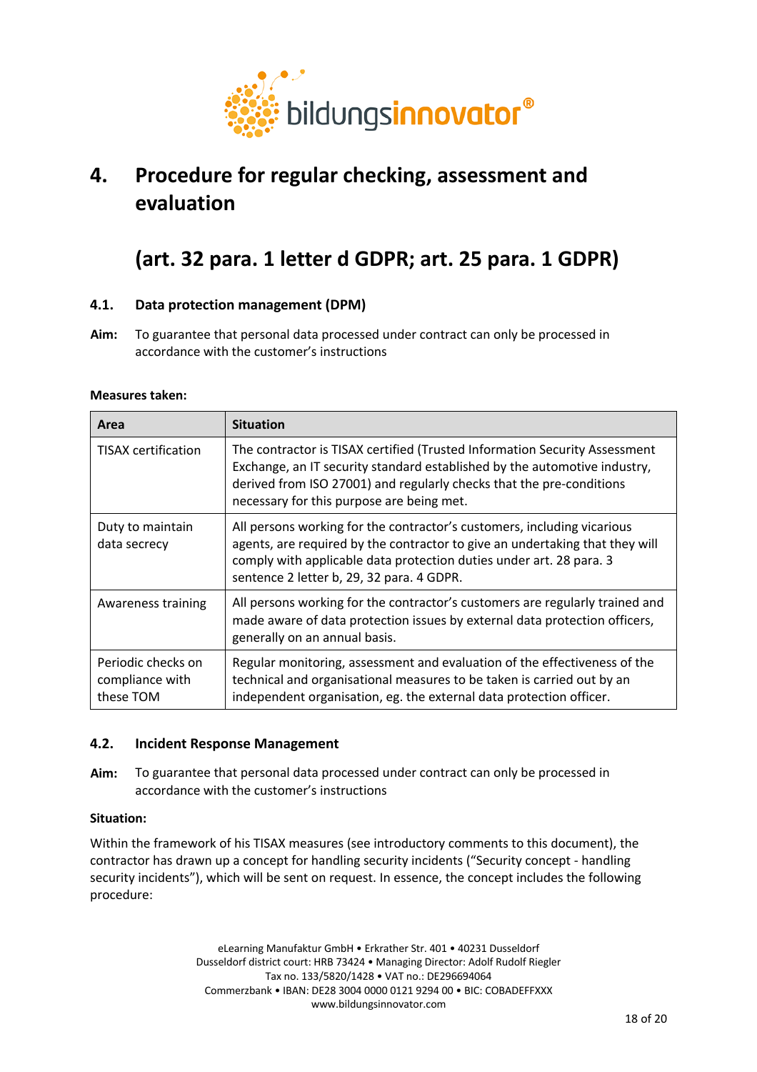# 4. Procedure for regular checking, assessment and evaluation

## (art. 32 para. 1 letter d GDPR; art. 25 para. 1 GDPR)

### 4.1. Data protection management (DPM)

**Aim:** To guarantee that personal data processed under contract can only be processed in accordance with the customer's instructions

**Measures taken:**

| Area | Situation |
|---|---|
| TISAX certification | The contractor is TISAX certified (Trusted Information Security Assessment Exchange, an IT security standard established by the automotive industry, derived from ISO 27001) and regularly checks that the pre-conditions necessary for this purpose are being met. |
| Duty to maintain data secrecy | All persons working for the contractor's customers, including vicarious agents, are required by the contractor to give an undertaking that they will comply with applicable data protection duties under art. 28 para. 3 sentence 2 letter b, 29, 32 para. 4 GDPR. |
| Awareness training | All persons working for the contractor's customers are regularly trained and made aware of data protection issues by external data protection officers, generally on an annual basis. |
| Periodic checks on compliance with these TOM | Regular monitoring, assessment and evaluation of the effectiveness of the technical and organisational measures to be taken is carried out by an independent organisation, eg. the external data protection officer. |

### 4.2. Incident Response Management

**Aim:** To guarantee that personal data processed under contract can only be processed in accordance with the customer's instructions

**Situation:**

Within the framework of his TISAX measures (see introductory comments to this document), the contractor has drawn up a concept for handling security incidents ("Security concept - handling security incidents"), which will be sent on request. In essence, the concept includes the following procedure:

eLearning Manufaktur GmbH • Erkrather Str. 401 • 40231 Dusseldorf
Dusseldorf district court: HRB 73424 • Managing Director: Adolf Rudolf Riegler
Tax no. 133/5820/1428 • VAT no.: DE296694064
Commerzbank • IBAN: DE28 3004 0000 0121 9294 00 • BIC: COBADEFFXXX
www.bildungsinnovator.com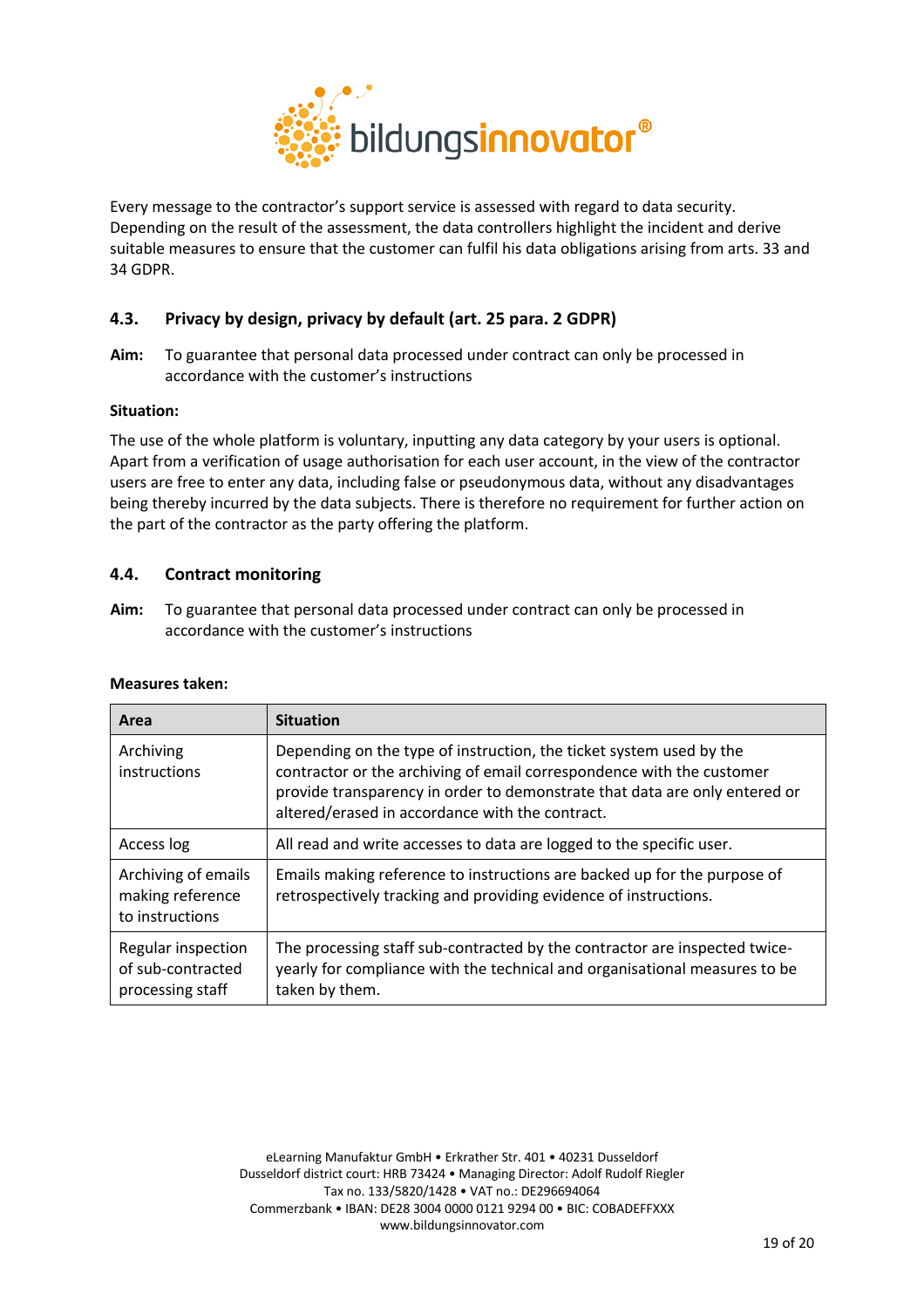Every message to the contractor's support service is assessed with regard to data security. Depending on the result of the assessment, the data controllers highlight the incident and derive suitable measures to ensure that the customer can fulfil his data obligations arising from arts. 33 and 34 GDPR.

### 4.3. Privacy by design, privacy by default (art. 25 para. 2 GDPR)

**Aim:** To guarantee that personal data processed under contract can only be processed in accordance with the customer's instructions

**Situation:**

The use of the whole platform is voluntary, inputting any data category by your users is optional. Apart from a verification of usage authorisation for each user account, in the view of the contractor users are free to enter any data, including false or pseudonymous data, without any disadvantages being thereby incurred by the data subjects. There is therefore no requirement for further action on the part of the contractor as the party offering the platform.

### 4.4. Contract monitoring

**Aim:** To guarantee that personal data processed under contract can only be processed in accordance with the customer's instructions

**Measures taken:**

| Area | Situation |
|---|---|
| Archiving instructions | Depending on the type of instruction, the ticket system used by the contractor or the archiving of email correspondence with the customer provide transparency in order to demonstrate that data are only entered or altered/erased in accordance with the contract. |
| Access log | All read and write accesses to data are logged to the specific user. |
| Archiving of emails making reference to instructions | Emails making reference to instructions are backed up for the purpose of retrospectively tracking and providing evidence of instructions. |
| Regular inspection of sub-contracted processing staff | The processing staff sub-contracted by the contractor are inspected twice-yearly for compliance with the technical and organisational measures to be taken by them. |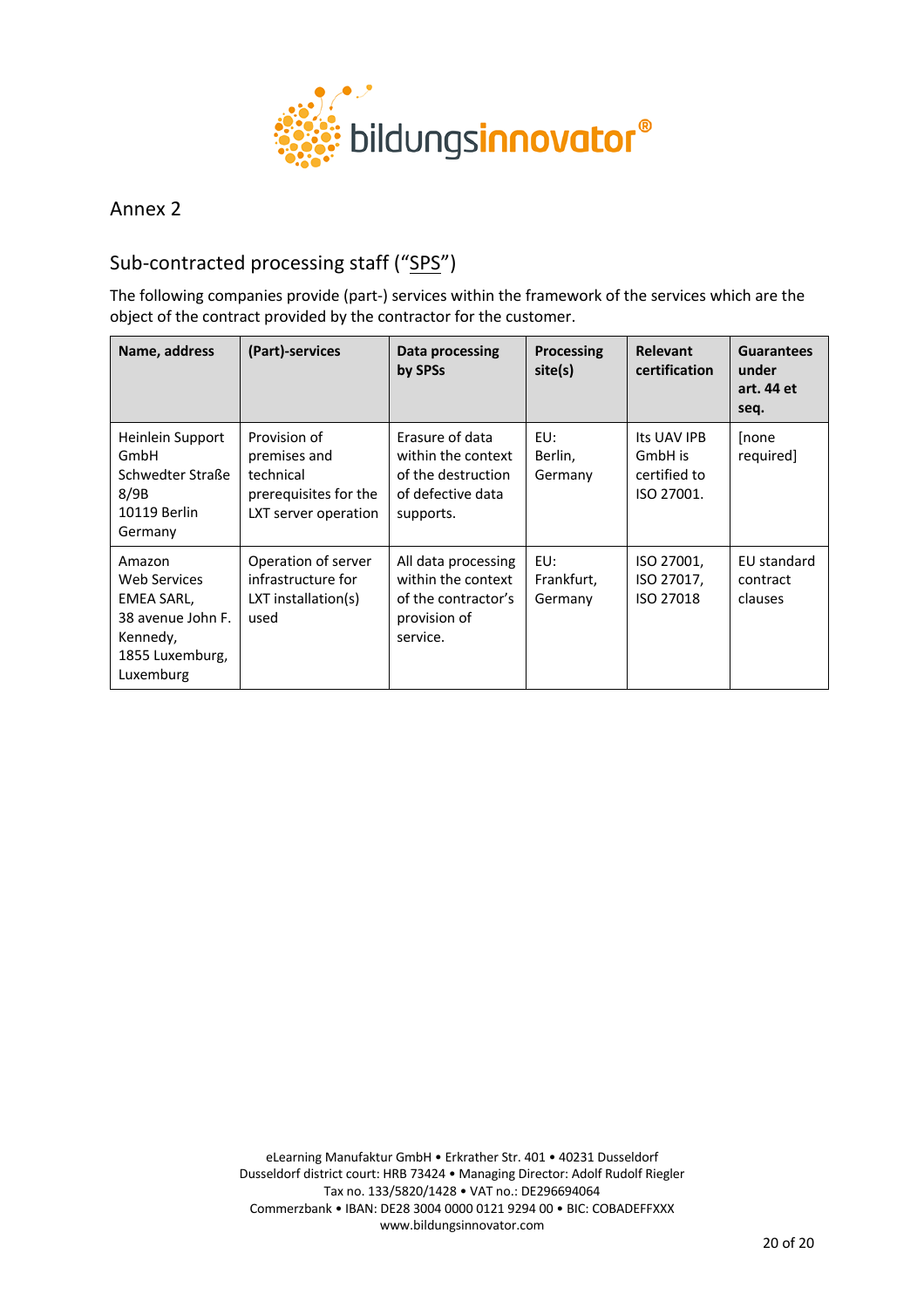# Annex 2

## Sub-contracted processing staff ("SPS")

The following companies provide (part-) services within the framework of the services which are the object of the contract provided by the contractor for the customer.

| Name, address | (Part)-services | Data processing by SPSs | Processing site(s) | Relevant certification | Guarantees under art. 44 et seq. |
|---|---|---|---|---|---|
| Heinlein Support GmbH Schwedter Straße 8/9B 10119 Berlin Germany | Provision of premises and technical prerequisites for the LXT server operation | Erasure of data within the context of the destruction of defective data supports. | EU: Berlin, Germany | Its UAV IPB GmbH is certified to ISO 27001. | [none required] |
| Amazon Web Services EMEA SARL, 38 avenue John F. Kennedy, 1855 Luxemburg, Luxemburg | Operation of server infrastructure for LXT installation(s) used | All data processing within the context of the contractor's provision of service. | EU: Frankfurt, Germany | ISO 27001, ISO 27017, ISO 27018 | EU standard contract clauses |

eLearning Manufaktur GmbH • Erkrather Str. 401 • 40231 Dusseldorf
Dusseldorf district court: HRB 73424 • Managing Director: Adolf Rudolf Riegler
Tax no. 133/5820/1428 • VAT no.: DE296694064
Commerzbank • IBAN: DE28 3004 0000 0121 9294 00 • BIC: COBADEFFXXX
www.bildungsinnovator.com